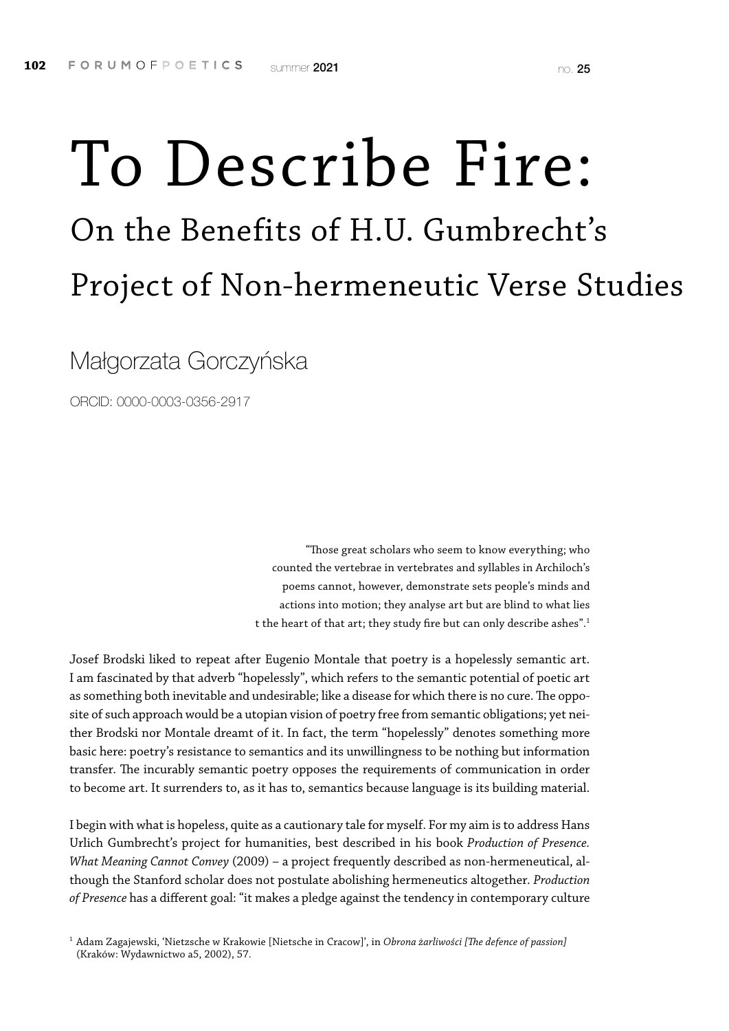# To Describe Fire:

## On the Benefits of H.U. Gumbrecht's Project of Non-hermeneutic Verse Studies

Małgorzata Gorczyńska

ORCID: 0000-0003-0356-2917

> "Those great scholars who seem to know everything; who counted the vertebrae in vertebrates and syllables in Archiloch's poems cannot, however, demonstrate sets people's minds and actions into motion; they analyse art but are blind to what lies t the heart of that art; they study fire but can only describe ashes".[1]

Josef Brodski liked to repeat after Eugenio Montale that poetry is a hopelessly semantic art. I am fascinated by that adverb "hopelessly", which refers to the semantic potential of poetic art as something both inevitable and undesirable; like a disease for which there is no cure. The opposite of such approach would be a utopian vision of poetry free from semantic obligations; yet neither Brodski nor Montale dreamt of it. In fact, the term "hopelessly" denotes something more basic here: poetry's resistance to semantics and its unwillingness to be nothing but information transfer. The incurably semantic poetry opposes the requirements of communication in order to become art. It surrenders to, as it has to, semantics because language is its building material.

I begin with what is hopeless, quite as a cautionary tale for myself. For my aim is to address Hans Urlich Gumbrecht's project for humanities, best described in his book *Production of Presence. What Meaning Cannot Convey* (2009) – a project frequently described as non-hermeneutical, although the Stanford scholar does not postulate abolishing hermeneutics altogether. *Production of Presence* has a different goal: "it makes a pledge against the tendency in contemporary culture

[1] Adam Zagajewski, 'Nietzsche w Krakowie [Nietsche in Cracow]', in *Obrona żarliwości [The defence of passion]* (Kraków: Wydawnictwo a5, 2002), 57.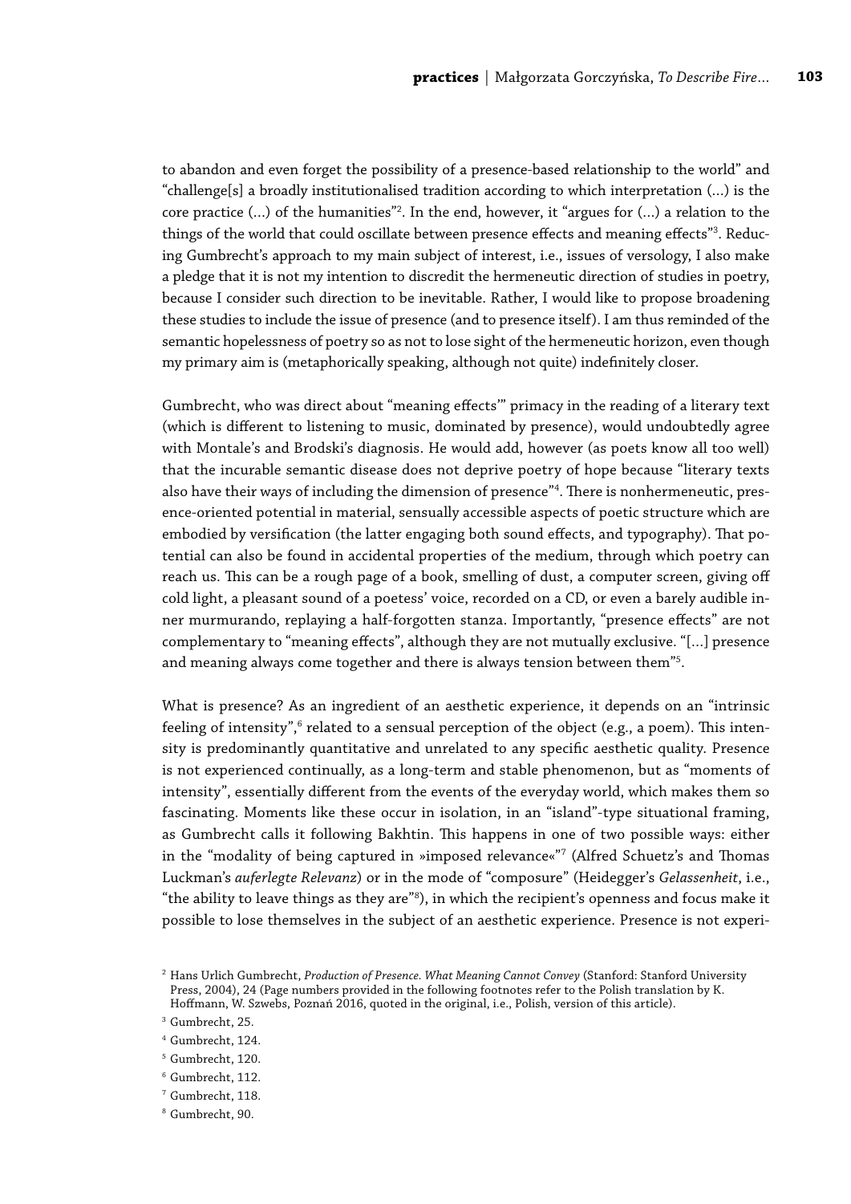to abandon and even forget the possibility of a presence-based relationship to the world" and "challenge[s] a broadly institutionalised tradition according to which interpretation (…) is the core practice (…) of the humanities"[2]. In the end, however, it "argues for (…) a relation to the things of the world that could oscillate between presence effects and meaning effects"[3]. Reducing Gumbrecht's approach to my main subject of interest, i.e., issues of versology, I also make a pledge that it is not my intention to discredit the hermeneutic direction of studies in poetry, because I consider such direction to be inevitable. Rather, I would like to propose broadening these studies to include the issue of presence (and to presence itself). I am thus reminded of the semantic hopelessness of poetry so as not to lose sight of the hermeneutic horizon, even though my primary aim is (metaphorically speaking, although not quite) indefinitely closer.

Gumbrecht, who was direct about "meaning effects'" primacy in the reading of a literary text (which is different to listening to music, dominated by presence), would undoubtedly agree with Montale's and Brodski's diagnosis. He would add, however (as poets know all too well) that the incurable semantic disease does not deprive poetry of hope because "literary texts also have their ways of including the dimension of presence"[4]. There is nonhermeneutic, presence-oriented potential in material, sensually accessible aspects of poetic structure which are embodied by versification (the latter engaging both sound effects, and typography). That potential can also be found in accidental properties of the medium, through which poetry can reach us. This can be a rough page of a book, smelling of dust, a computer screen, giving off cold light, a pleasant sound of a poetess' voice, recorded on a CD, or even a barely audible inner murmurando, replaying a half-forgotten stanza. Importantly, "presence effects" are not complementary to "meaning effects", although they are not mutually exclusive. "[…] presence and meaning always come together and there is always tension between them"[5].

What is presence? As an ingredient of an aesthetic experience, it depends on an "intrinsic feeling of intensity",[6] related to a sensual perception of the object (e.g., a poem). This intensity is predominantly quantitative and unrelated to any specific aesthetic quality. Presence is not experienced continually, as a long-term and stable phenomenon, but as "moments of intensity", essentially different from the events of the everyday world, which makes them so fascinating. Moments like these occur in isolation, in an "island"-type situational framing, as Gumbrecht calls it following Bakhtin. This happens in one of two possible ways: either in the "modality of being captured in »imposed relevance«"[7] (Alfred Schuetz's and Thomas Luckman's *auferlegte Relevanz*) or in the mode of "composure" (Heidegger's *Gelassenheit*, i.e., "the ability to leave things as they are"[8]), in which the recipient's openness and focus make it possible to lose themselves in the subject of an aesthetic experience. Presence is not experi-

[2] Hans Urlich Gumbrecht, *Production of Presence. What Meaning Cannot Convey* (Stanford: Stanford University Press, 2004), 24 (Page numbers provided in the following footnotes refer to the Polish translation by K. Hoffmann, W. Szwebs, Poznań 2016, quoted in the original, i.e., Polish, version of this article).

[3] Gumbrecht, 25.

[4] Gumbrecht, 124.

[5] Gumbrecht, 120.

[6] Gumbrecht, 112.

[7] Gumbrecht, 118.

[8] Gumbrecht, 90.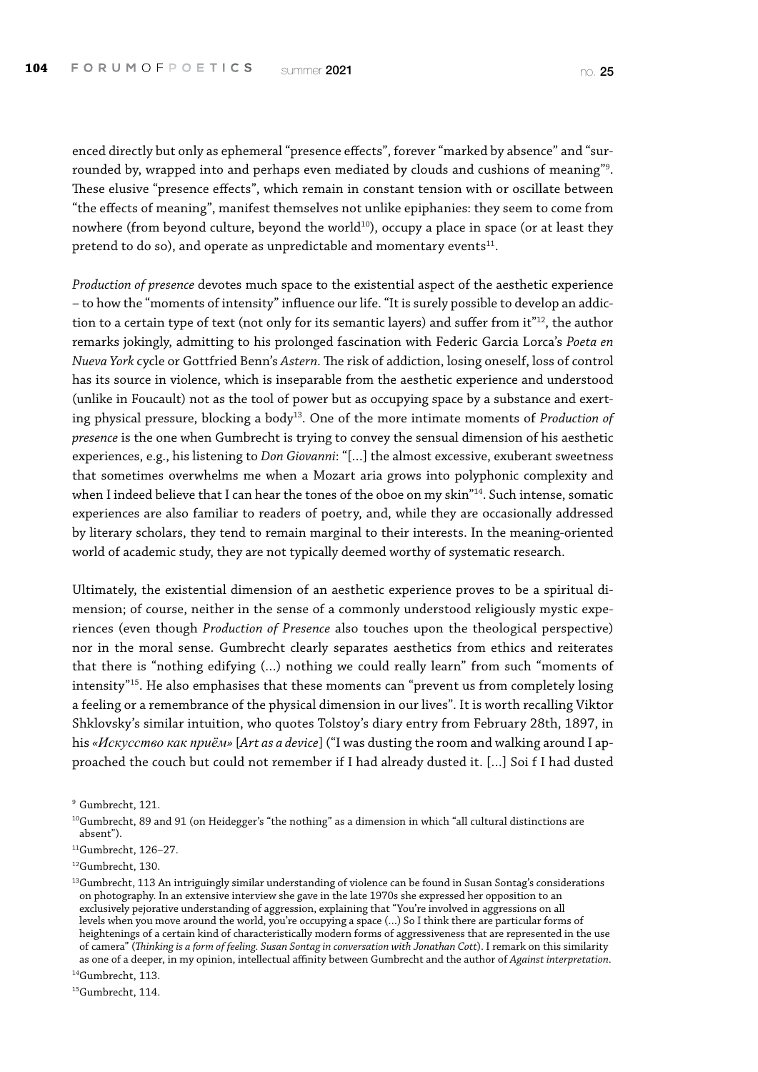enced directly but only as ephemeral "presence effects", forever "marked by absence" and "surrounded by, wrapped into and perhaps even mediated by clouds and cushions of meaning"[9]. These elusive "presence effects", which remain in constant tension with or oscillate between "the effects of meaning", manifest themselves not unlike epiphanies: they seem to come from nowhere (from beyond culture, beyond the world[10]), occupy a place in space (or at least they pretend to do so), and operate as unpredictable and momentary events[11].

*Production of presence* devotes much space to the existential aspect of the aesthetic experience – to how the "moments of intensity" influence our life. "It is surely possible to develop an addiction to a certain type of text (not only for its semantic layers) and suffer from it"[12], the author remarks jokingly, admitting to his prolonged fascination with Federic Garcia Lorca's *Poeta en Nueva York* cycle or Gottfried Benn's *Astern*. The risk of addiction, losing oneself, loss of control has its source in violence, which is inseparable from the aesthetic experience and understood (unlike in Foucault) not as the tool of power but as occupying space by a substance and exerting physical pressure, blocking a body[13]. One of the more intimate moments of *Production of presence* is the one when Gumbrecht is trying to convey the sensual dimension of his aesthetic experiences, e.g., his listening to *Don Giovanni*: "[...] the almost excessive, exuberant sweetness that sometimes overwhelms me when a Mozart aria grows into polyphonic complexity and when I indeed believe that I can hear the tones of the oboe on my skin"[14]. Such intense, somatic experiences are also familiar to readers of poetry, and, while they are occasionally addressed by literary scholars, they tend to remain marginal to their interests. In the meaning-oriented world of academic study, they are not typically deemed worthy of systematic research.

Ultimately, the existential dimension of an aesthetic experience proves to be a spiritual dimension; of course, neither in the sense of a commonly understood religiously mystic experiences (even though *Production of Presence* also touches upon the theological perspective) nor in the moral sense. Gumbrecht clearly separates aesthetics from ethics and reiterates that there is "nothing edifying (...) nothing we could really learn" from such "moments of intensity"[15]. He also emphasises that these moments can "prevent us from completely losing a feeling or a remembrance of the physical dimension in our lives". It is worth recalling Viktor Shklovsky's similar intuition, who quotes Tolstoy's diary entry from February 28th, 1897, in his «*Искусство как приём*» [*Art as a device*] ("I was dusting the room and walking around I approached the couch but could not remember if I had already dusted it. [...] Soi f I had dusted

---

[9] Gumbrecht, 121.

[10] Gumbrecht, 89 and 91 (on Heidegger's "the nothing" as a dimension in which "all cultural distinctions are absent").

[11] Gumbrecht, 126–27.

[12] Gumbrecht, 130.

[13] Gumbrecht, 113 An intriguingly similar understanding of violence can be found in Susan Sontag's considerations on photography. In an extensive interview she gave in the late 1970s she expressed her opposition to an exclusively pejorative understanding of aggression, explaining that "You're involved in aggressions on all levels when you move around the world, you're occupying a space (...) So I think there are particular forms of heightenings of a certain kind of characteristically modern forms of aggressiveness that are represented in the use of camera" (*Thinking is a form of feeling. Susan Sontag in conversation with Jonathan Cott*). I remark on this similarity as one of a deeper, in my opinion, intellectual affinity between Gumbrecht and the author of *Against interpretation*.

[14] Gumbrecht, 113.

[15] Gumbrecht, 114.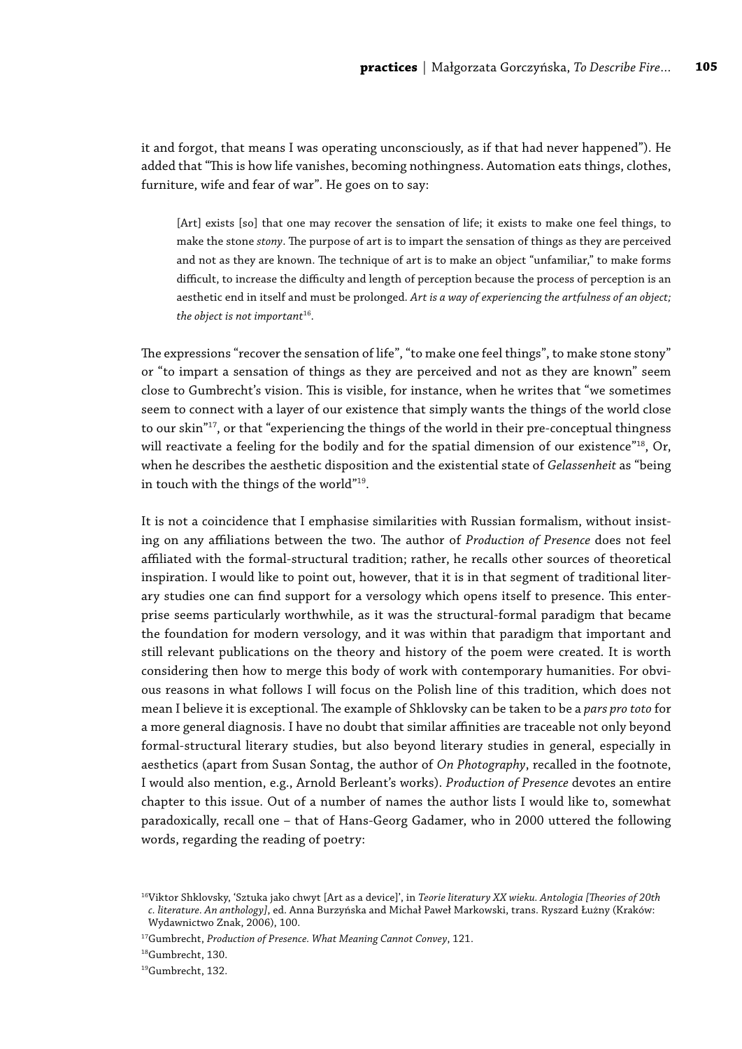it and forgot, that means I was operating unconsciously, as if that had never happened"). He added that "This is how life vanishes, becoming nothingness. Automation eats things, clothes, furniture, wife and fear of war". He goes on to say:

> [Art] exists [so] that one may recover the sensation of life; it exists to make one feel things, to make the stone *stony*. The purpose of art is to impart the sensation of things as they are perceived and not as they are known. The technique of art is to make an object "unfamiliar," to make forms difficult, to increase the difficulty and length of perception because the process of perception is an aesthetic end in itself and must be prolonged. *Art is a way of experiencing the artfulness of an object; the object is not important*[16].

The expressions "recover the sensation of life", "to make one feel things", to make stone stony" or "to impart a sensation of things as they are perceived and not as they are known" seem close to Gumbrecht's vision. This is visible, for instance, when he writes that "we sometimes seem to connect with a layer of our existence that simply wants the things of the world close to our skin"[17], or that "experiencing the things of the world in their pre-conceptual thingness will reactivate a feeling for the bodily and for the spatial dimension of our existence"[18], Or, when he describes the aesthetic disposition and the existential state of *Gelassenheit* as "being in touch with the things of the world"[19].

It is not a coincidence that I emphasise similarities with Russian formalism, without insisting on any affiliations between the two. The author of *Production of Presence* does not feel affiliated with the formal-structural tradition; rather, he recalls other sources of theoretical inspiration. I would like to point out, however, that it is in that segment of traditional literary studies one can find support for a versology which opens itself to presence. This enterprise seems particularly worthwhile, as it was the structural-formal paradigm that became the foundation for modern versology, and it was within that paradigm that important and still relevant publications on the theory and history of the poem were created. It is worth considering then how to merge this body of work with contemporary humanities. For obvious reasons in what follows I will focus on the Polish line of this tradition, which does not mean I believe it is exceptional. The example of Shklovsky can be taken to be a *pars pro toto* for a more general diagnosis. I have no doubt that similar affinities are traceable not only beyond formal-structural literary studies, but also beyond literary studies in general, especially in aesthetics (apart from Susan Sontag, the author of *On Photography*, recalled in the footnote, I would also mention, e.g., Arnold Berleant's works). *Production of Presence* devotes an entire chapter to this issue. Out of a number of names the author lists I would like to, somewhat paradoxically, recall one – that of Hans-Georg Gadamer, who in 2000 uttered the following words, regarding the reading of poetry:

---

[16] Viktor Shklovsky, 'Sztuka jako chwyt [Art as a device]', in *Teorie literatury XX wieku. Antologia [Theories of 20th c. literature. An anthology]*, ed. Anna Burzyńska and Michał Paweł Markowski, trans. Ryszard Łużny (Kraków: Wydawnictwo Znak, 2006), 100.

[17] Gumbrecht, *Production of Presence. What Meaning Cannot Convey*, 121.

[18] Gumbrecht, 130.

[19] Gumbrecht, 132.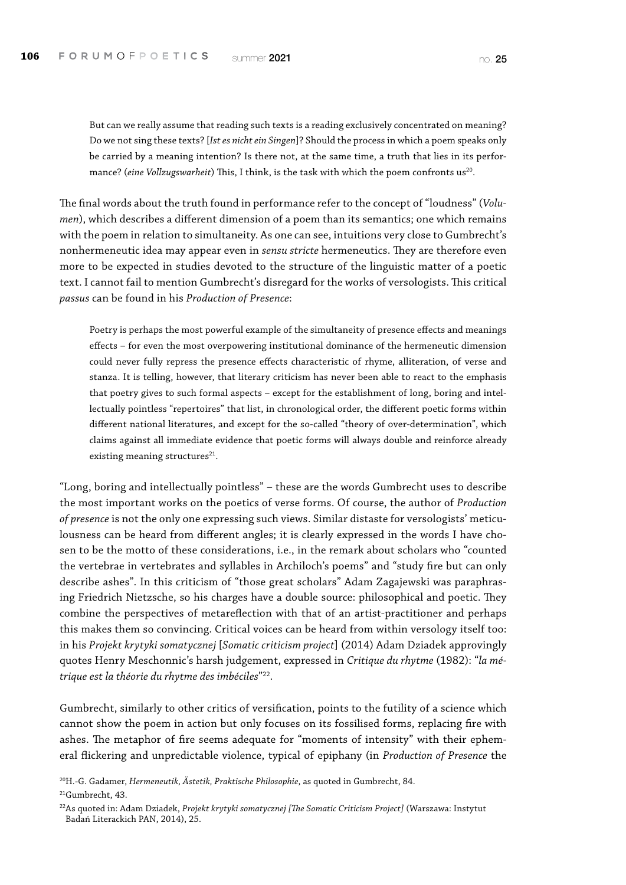> But can we really assume that reading such texts is a reading exclusively concentrated on meaning? Do we not sing these texts? [*Ist es nicht ein Singen*]? Should the process in which a poem speaks only be carried by a meaning intention? Is there not, at the same time, a truth that lies in its performance? (*eine Vollzugswarheit*) This, I think, is the task with which the poem confronts us[20].

The final words about the truth found in performance refer to the concept of "loudness" (*Volumen*), which describes a different dimension of a poem than its semantics; one which remains with the poem in relation to simultaneity. As one can see, intuitions very close to Gumbrecht's nonhermeneutic idea may appear even in *sensu stricte* hermeneutics. They are therefore even more to be expected in studies devoted to the structure of the linguistic matter of a poetic text. I cannot fail to mention Gumbrecht's disregard for the works of versologists. This critical *passus* can be found in his *Production of Presence*:

> Poetry is perhaps the most powerful example of the simultaneity of presence effects and meanings effects – for even the most overpowering institutional dominance of the hermeneutic dimension could never fully repress the presence effects characteristic of rhyme, alliteration, of verse and stanza. It is telling, however, that literary criticism has never been able to react to the emphasis that poetry gives to such formal aspects – except for the establishment of long, boring and intellectually pointless "repertoires" that list, in chronological order, the different poetic forms within different national literatures, and except for the so-called "theory of over-determination", which claims against all immediate evidence that poetic forms will always double and reinforce already existing meaning structures[21].

"Long, boring and intellectually pointless" – these are the words Gumbrecht uses to describe the most important works on the poetics of verse forms. Of course, the author of *Production of presence* is not the only one expressing such views. Similar distaste for versologists' meticulousness can be heard from different angles; it is clearly expressed in the words I have chosen to be the motto of these considerations, i.e., in the remark about scholars who "counted the vertebrae in vertebrates and syllables in Archiloch's poems" and "study fire but can only describe ashes". In this criticism of "those great scholars" Adam Zagajewski was paraphrasing Friedrich Nietzsche, so his charges have a double source: philosophical and poetic. They combine the perspectives of metareflection with that of an artist-practitioner and perhaps this makes them so convincing. Critical voices can be heard from within versology itself too: in his *Projekt krytyki somatycznej* [*Somatic criticism project*] (2014) Adam Dziadek approvingly quotes Henry Meschonnic's harsh judgement, expressed in *Critique du rhytme* (1982): "*la métrique est la théorie du rhytme des imbéciles*"[22].

Gumbrecht, similarly to other critics of versification, points to the futility of a science which cannot show the poem in action but only focuses on its fossilised forms, replacing fire with ashes. The metaphor of fire seems adequate for "moments of intensity" with their ephemeral flickering and unpredictable violence, typical of epiphany (in *Production of Presence* the

[20] H.-G. Gadamer, *Hermeneutik, Ästetik, Praktische Philosophie*, as quoted in Gumbrecht, 84.

[21] Gumbrecht, 43.

[22] As quoted in: Adam Dziadek, *Projekt krytyki somatycznej [The Somatic Criticism Project]* (Warszawa: Instytut Badań Literackich PAN, 2014), 25.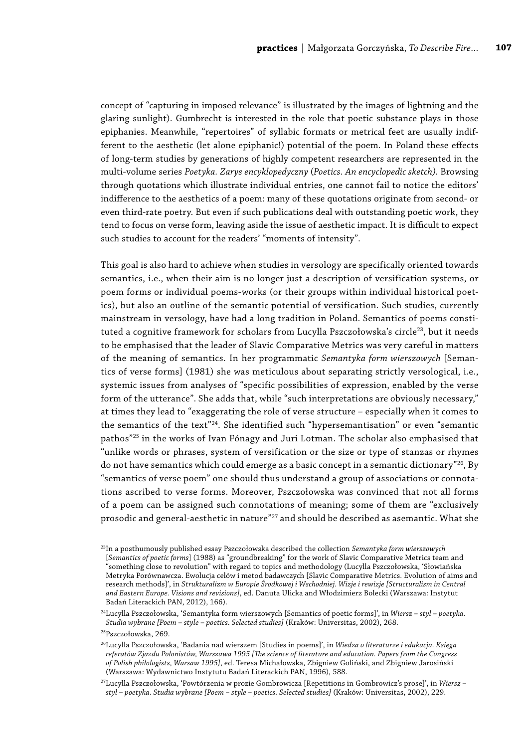concept of "capturing in imposed relevance" is illustrated by the images of lightning and the glaring sunlight). Gumbrecht is interested in the role that poetic substance plays in those epiphanies. Meanwhile, "repertoires" of syllabic formats or metrical feet are usually indifferent to the aesthetic (let alone epiphanic!) potential of the poem. In Poland these effects of long-term studies by generations of highly competent researchers are represented in the multi-volume series *Poetyka. Zarys encyklopedyczny* (*Poetics. An encyclopedic sketch).* Browsing through quotations which illustrate individual entries, one cannot fail to notice the editors' indifference to the aesthetics of a poem: many of these quotations originate from second- or even third-rate poetry. But even if such publications deal with outstanding poetic work, they tend to focus on verse form, leaving aside the issue of aesthetic impact. It is difficult to expect such studies to account for the readers' "moments of intensity".

This goal is also hard to achieve when studies in versology are specifically oriented towards semantics, i.e., when their aim is no longer just a description of versification systems, or poem forms or individual poems-works (or their groups within individual historical poetics), but also an outline of the semantic potential of versification. Such studies, currently mainstream in versology, have had a long tradition in Poland. Semantics of poems constituted a cognitive framework for scholars from Lucylla Pszczołowska's circle[23], but it needs to be emphasised that the leader of Slavic Comparative Metrics was very careful in matters of the meaning of semantics. In her programmatic *Semantyka form wierszowych* [Semantics of verse forms] (1981) she was meticulous about separating strictly versological, i.e., systemic issues from analyses of "specific possibilities of expression, enabled by the verse form of the utterance". She adds that, while "such interpretations are obviously necessary," at times they lead to "exaggerating the role of verse structure – especially when it comes to the semantics of the text"[24]. She identified such "hypersemantisation" or even "semantic pathos"[25] in the works of Ivan Fónagy and Juri Lotman. The scholar also emphasised that "unlike words or phrases, system of versification or the size or type of stanzas or rhymes do not have semantics which could emerge as a basic concept in a semantic dictionary"[26], By "semantics of verse poem" one should thus understand a group of associations or connotations ascribed to verse forms. Moreover, Pszczołowska was convinced that not all forms of a poem can be assigned such connotations of meaning; some of them are "exclusively prosodic and general-aesthetic in nature"[27] and should be described as asemantic. What she

[23]In a posthumously published essay Pszczołowska described the collection *Semantyka form wierszowych* [*Semantics of poetic forms*] (1988) as "groundbreaking" for the work of Slavic Comparative Metrics team and "something close to revolution" with regard to topics and methodology (Lucylla Pszczołowska, 'Słowiańska Metryka Porównawcza. Ewolucja celów i metod badawczych [Slavic Comparative Metrics. Evolution of aims and research methods]', in *Strukturalizm w Europie Środkowej i Wschodniej. Wizje i rewizje [Structuralism in Central and Eastern Europe. Visions and revisions]*, ed. Danuta Ulicka and Włodzimierz Bolecki (Warszawa: Instytut Badań Literackich PAN, 2012), 166).

[24]Lucylla Pszczołowska, 'Semantyka form wierszowych [Semantics of poetic forms]', in *Wiersz – styl – poetyka. Studia wybrane [Poem – style – poetics. Selected studies]* (Kraków: Universitas, 2002), 268.

[25]Pszczołowska, 269.

[26]Lucylla Pszczołowska, 'Badania nad wierszem [Studies in poems]', in *Wiedza o literaturze i edukacja. Księga referatów Zjazdu Polonistów, Warszawa 1995 [The science of literature and education. Papers from the Congress of Polish philologists, Warsaw 1995]*, ed. Teresa Michałowska, Zbigniew Goliński, and Zbigniew Jarosiński (Warszawa: Wydawnictwo Instytutu Badań Literackich PAN, 1996), 588.

[27]Lucylla Pszczołowska, 'Powtórzenia w prozie Gombrowicza [Repetitions in Gombrowicz's prose]', in *Wiersz – styl – poetyka. Studia wybrane [Poem – style – poetics. Selected studies]* (Kraków: Universitas, 2002), 229.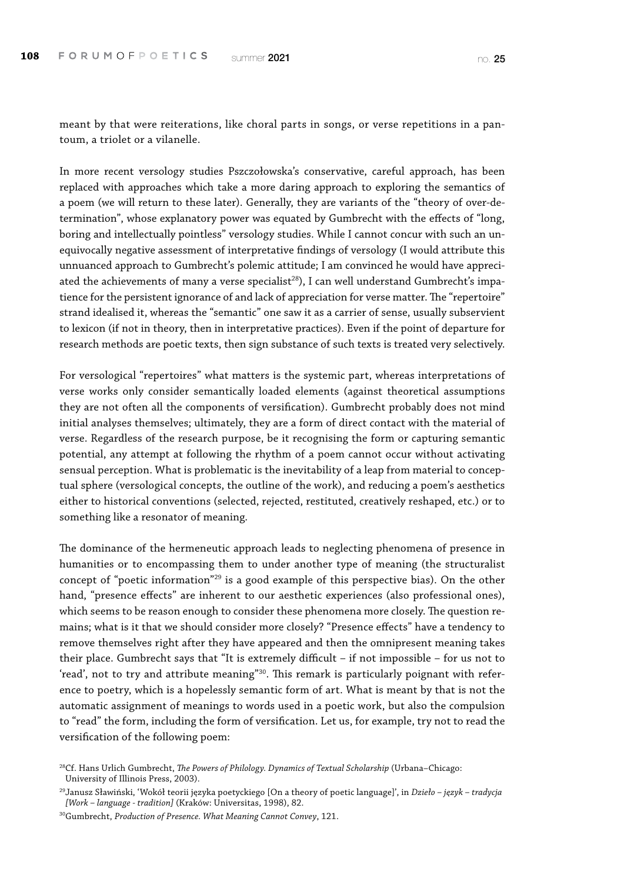meant by that were reiterations, like choral parts in songs, or verse repetitions in a pantoum, a triolet or a vilanelle.

In more recent versology studies Pszczołowska's conservative, careful approach, has been replaced with approaches which take a more daring approach to exploring the semantics of a poem (we will return to these later). Generally, they are variants of the "theory of over-determination", whose explanatory power was equated by Gumbrecht with the effects of "long, boring and intellectually pointless" versology studies. While I cannot concur with such an unequivocally negative assessment of interpretative findings of versology (I would attribute this unnuanced approach to Gumbrecht's polemic attitude; I am convinced he would have appreciated the achievements of many a verse specialist[28]), I can well understand Gumbrecht's impatience for the persistent ignorance of and lack of appreciation for verse matter. The "repertoire" strand idealised it, whereas the "semantic" one saw it as a carrier of sense, usually subservient to lexicon (if not in theory, then in interpretative practices). Even if the point of departure for research methods are poetic texts, then sign substance of such texts is treated very selectively.

For versological "repertoires" what matters is the systemic part, whereas interpretations of verse works only consider semantically loaded elements (against theoretical assumptions they are not often all the components of versification). Gumbrecht probably does not mind initial analyses themselves; ultimately, they are a form of direct contact with the material of verse. Regardless of the research purpose, be it recognising the form or capturing semantic potential, any attempt at following the rhythm of a poem cannot occur without activating sensual perception. What is problematic is the inevitability of a leap from material to conceptual sphere (versological concepts, the outline of the work), and reducing a poem's aesthetics either to historical conventions (selected, rejected, restituted, creatively reshaped, etc.) or to something like a resonator of meaning.

The dominance of the hermeneutic approach leads to neglecting phenomena of presence in humanities or to encompassing them to under another type of meaning (the structuralist concept of "poetic information"[29] is a good example of this perspective bias). On the other hand, "presence effects" are inherent to our aesthetic experiences (also professional ones), which seems to be reason enough to consider these phenomena more closely. The question remains; what is it that we should consider more closely? "Presence effects" have a tendency to remove themselves right after they have appeared and then the omnipresent meaning takes their place. Gumbrecht says that "It is extremely difficult – if not impossible – for us not to 'read', not to try and attribute meaning"[30]. This remark is particularly poignant with reference to poetry, which is a hopelessly semantic form of art. What is meant by that is not the automatic assignment of meanings to words used in a poetic work, but also the compulsion to "read" the form, including the form of versification. Let us, for example, try not to read the versification of the following poem:

[28] Cf. Hans Urlich Gumbrecht, *The Powers of Philology. Dynamics of Textual Scholarship* (Urbana–Chicago: University of Illinois Press, 2003).

[29] Janusz Sławiński, 'Wokół teorii języka poetyckiego [On a theory of poetic language]', in *Dzieło – język – tradycja [Work – language - tradition]* (Kraków: Universitas, 1998), 82.

[30] Gumbrecht, *Production of Presence. What Meaning Cannot Convey*, 121.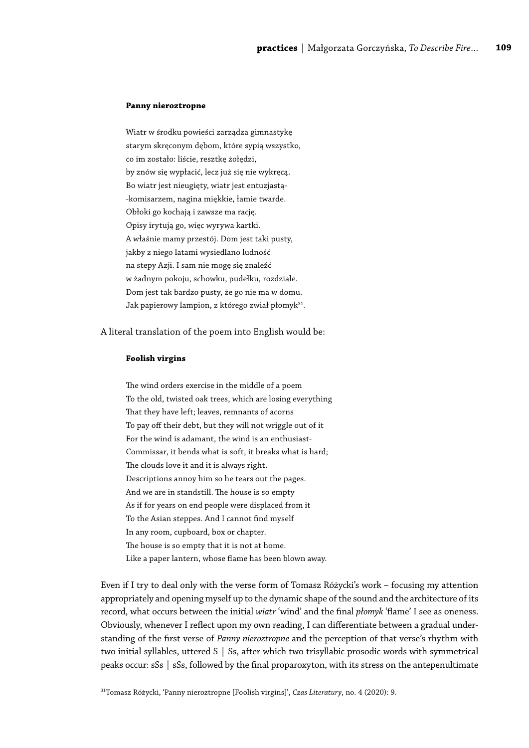**Panny nieroztropne**

Wiatr w środku powieści zarządza gimnastykę  
starym skręconym dębom, które sypią wszystko,  
co im zostało: liście, resztkę żołędzi,  
by znów się wypłacić, lecz już się nie wykręcą.  
Bo wiatr jest nieugięty, wiatr jest entuzjastą-  
-komisarzem, nagina miękkie, łamie twarde.  
Obłoki go kochają i zawsze ma rację.  
Opisy irytują go, więc wyrywa kartki.  
A właśnie mamy przestój. Dom jest taki pusty,  
jakby z niego latami wysiedlano ludność  
na stepy Azji. I sam nie mogę się znaleźć  
w żadnym pokoju, schowku, pudełku, rozdziale.  
Dom jest tak bardzo pusty, że go nie ma w domu.  
Jak papierowy lampion, z którego zwiał płomyk[31].

A literal translation of the poem into English would be:

**Foolish virgins**

The wind orders exercise in the middle of a poem  
To the old, twisted oak trees, which are losing everything  
That they have left; leaves, remnants of acorns  
To pay off their debt, but they will not wriggle out of it  
For the wind is adamant, the wind is an enthusiast-  
Commissar, it bends what is soft, it breaks what is hard;  
The clouds love it and it is always right.  
Descriptions annoy him so he tears out the pages.  
And we are in standstill. The house is so empty  
As if for years on end people were displaced from it  
To the Asian steppes. And I cannot find myself  
In any room, cupboard, box or chapter.  
The house is so empty that it is not at home.  
Like a paper lantern, whose flame has been blown away.

Even if I try to deal only with the verse form of Tomasz Różycki's work – focusing my attention appropriately and opening myself up to the dynamic shape of the sound and the architecture of its record, what occurs between the initial *wiatr* 'wind' and the final *płomyk* 'flame' I see as oneness. Obviously, whenever I reflect upon my own reading, I can differentiate between a gradual understanding of the first verse of *Panny nieroztropne* and the perception of that verse's rhythm with two initial syllables, uttered S | Ss, after which two trisyllabic prosodic words with symmetrical peaks occur: sSs | sSs, followed by the final proparoxyton, with its stress on the antepenultimate

[31]Tomasz Różycki, 'Panny nieroztropne [Foolish virgins]', *Czas Literatury*, no. 4 (2020): 9.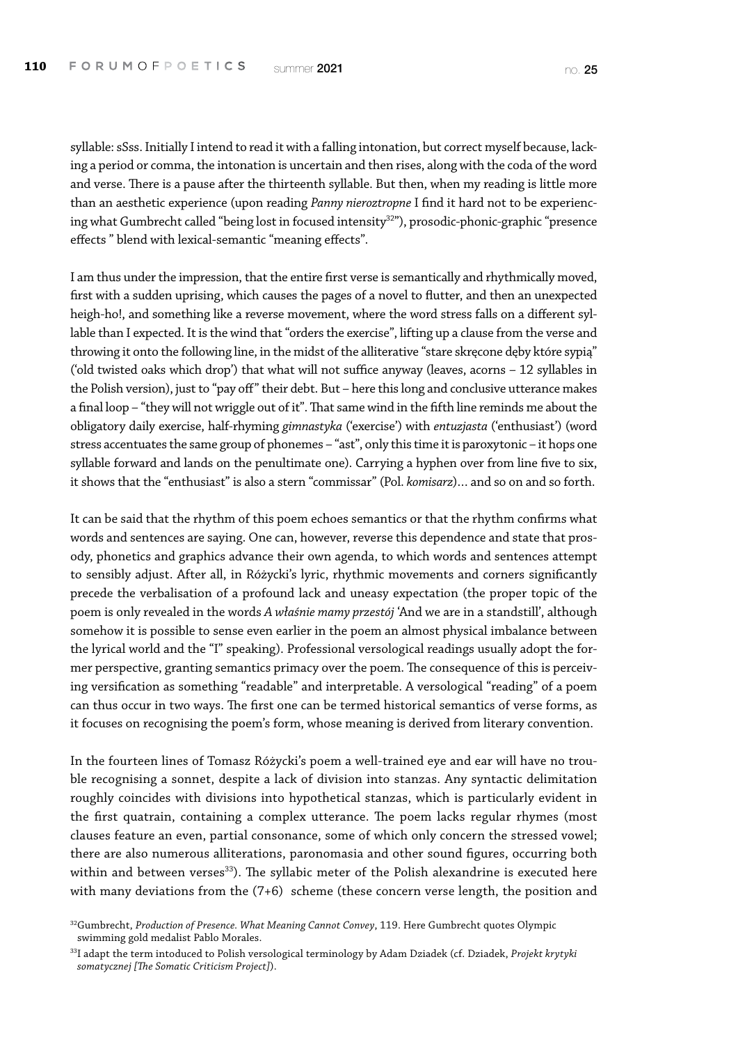syllable: sSss. Initially I intend to read it with a falling intonation, but correct myself because, lacking a period or comma, the intonation is uncertain and then rises, along with the coda of the word and verse. There is a pause after the thirteenth syllable. But then, when my reading is little more than an aesthetic experience (upon reading *Panny nieroztropne* I find it hard not to be experiencing what Gumbrecht called "being lost in focused intensity[32]"), prosodic-phonic-graphic "presence effects " blend with lexical-semantic "meaning effects".

I am thus under the impression, that the entire first verse is semantically and rhythmically moved, first with a sudden uprising, which causes the pages of a novel to flutter, and then an unexpected heigh-ho!, and something like a reverse movement, where the word stress falls on a different syllable than I expected. It is the wind that "orders the exercise", lifting up a clause from the verse and throwing it onto the following line, in the midst of the alliterative "stare skręcone dęby które sypią" ('old twisted oaks which drop') that what will not suffice anyway (leaves, acorns – 12 syllables in the Polish version), just to "pay off" their debt. But – here this long and conclusive utterance makes a final loop – "they will not wriggle out of it". That same wind in the fifth line reminds me about the obligatory daily exercise, half-rhyming *gimnastyka* ('exercise') with *entuzjasta* ('enthusiast') (word stress accentuates the same group of phonemes – "ast", only this time it is paroxytonic – it hops one syllable forward and lands on the penultimate one). Carrying a hyphen over from line five to six, it shows that the "enthusiast" is also a stern "commissar" (Pol. *komisarz*)… and so on and so forth.

It can be said that the rhythm of this poem echoes semantics or that the rhythm confirms what words and sentences are saying. One can, however, reverse this dependence and state that prosody, phonetics and graphics advance their own agenda, to which words and sentences attempt to sensibly adjust. After all, in Różycki's lyric, rhythmic movements and corners significantly precede the verbalisation of a profound lack and uneasy expectation (the proper topic of the poem is only revealed in the words *A właśnie mamy przestój* 'And we are in a standstill', although somehow it is possible to sense even earlier in the poem an almost physical imbalance between the lyrical world and the "I" speaking). Professional versological readings usually adopt the former perspective, granting semantics primacy over the poem. The consequence of this is perceiving versification as something "readable" and interpretable. A versological "reading" of a poem can thus occur in two ways. The first one can be termed historical semantics of verse forms, as it focuses on recognising the poem's form, whose meaning is derived from literary convention.

In the fourteen lines of Tomasz Różycki's poem a well-trained eye and ear will have no trouble recognising a sonnet, despite a lack of division into stanzas. Any syntactic delimitation roughly coincides with divisions into hypothetical stanzas, which is particularly evident in the first quatrain, containing a complex utterance. The poem lacks regular rhymes (most clauses feature an even, partial consonance, some of which only concern the stressed vowel; there are also numerous alliterations, paronomasia and other sound figures, occurring both within and between verses[33]). The syllabic meter of the Polish alexandrine is executed here with many deviations from the (7+6) scheme (these concern verse length, the position and

[32] Gumbrecht, *Production of Presence. What Meaning Cannot Convey*, 119. Here Gumbrecht quotes Olympic swimming gold medalist Pablo Morales.

[33] I adapt the term intoduced to Polish versological terminology by Adam Dziadek (cf. Dziadek, *Projekt krytyki somatycznej [The Somatic Criticism Project]*).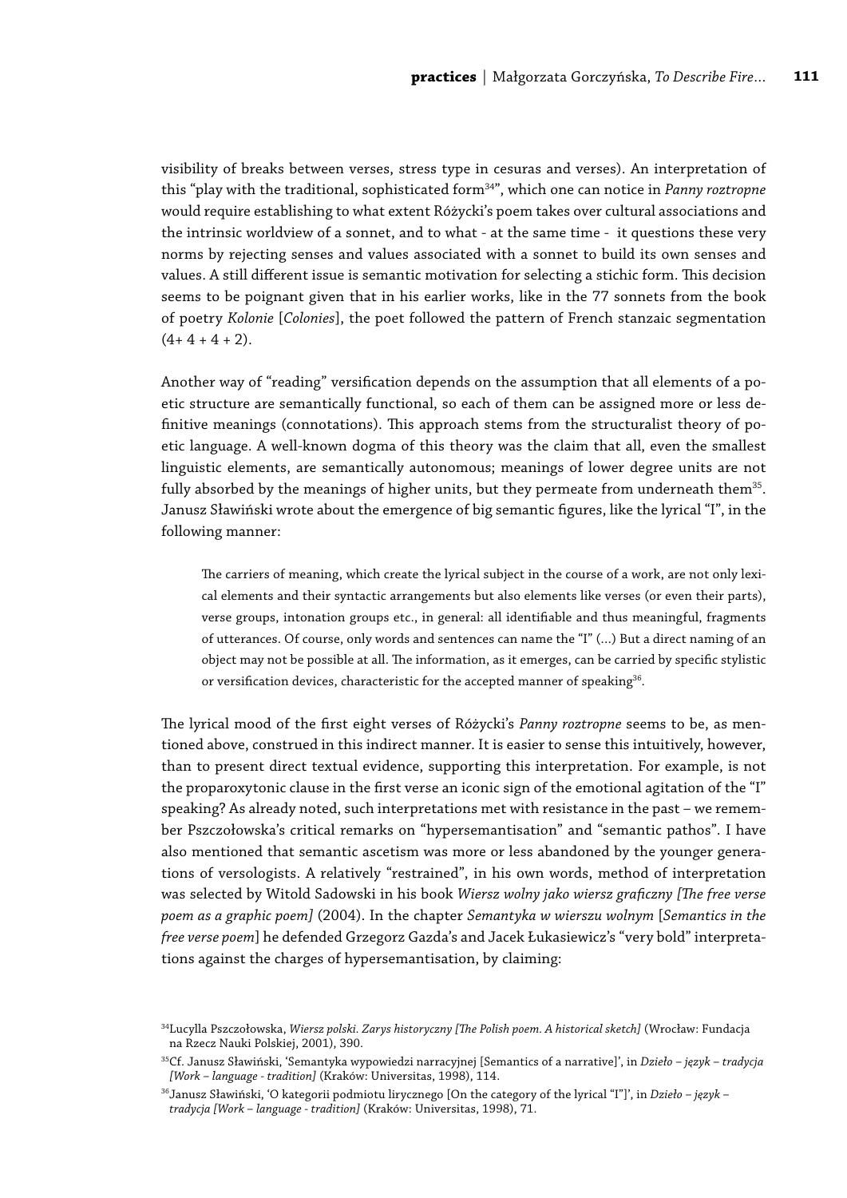visibility of breaks between verses, stress type in cesuras and verses). An interpretation of this "play with the traditional, sophisticated form[34]", which one can notice in *Panny roztropne* would require establishing to what extent Różycki's poem takes over cultural associations and the intrinsic worldview of a sonnet, and to what - at the same time - it questions these very norms by rejecting senses and values associated with a sonnet to build its own senses and values. A still different issue is semantic motivation for selecting a stichic form. This decision seems to be poignant given that in his earlier works, like in the 77 sonnets from the book of poetry *Kolonie* [*Colonies*], the poet followed the pattern of French stanzaic segmentation (4+ 4 + 4 + 2).

Another way of "reading" versification depends on the assumption that all elements of a poetic structure are semantically functional, so each of them can be assigned more or less definitive meanings (connotations). This approach stems from the structuralist theory of poetic language. A well-known dogma of this theory was the claim that all, even the smallest linguistic elements, are semantically autonomous; meanings of lower degree units are not fully absorbed by the meanings of higher units, but they permeate from underneath them[35]. Janusz Sławiński wrote about the emergence of big semantic figures, like the lyrical "I", in the following manner:

> The carriers of meaning, which create the lyrical subject in the course of a work, are not only lexical elements and their syntactic arrangements but also elements like verses (or even their parts), verse groups, intonation groups etc., in general: all identifiable and thus meaningful, fragments of utterances. Of course, only words and sentences can name the "I" (...) But a direct naming of an object may not be possible at all. The information, as it emerges, can be carried by specific stylistic or versification devices, characteristic for the accepted manner of speaking[36].

The lyrical mood of the first eight verses of Różycki's *Panny roztropne* seems to be, as mentioned above, construed in this indirect manner. It is easier to sense this intuitively, however, than to present direct textual evidence, supporting this interpretation. For example, is not the proparoxytonic clause in the first verse an iconic sign of the emotional agitation of the "I" speaking? As already noted, such interpretations met with resistance in the past – we remember Pszczołowska's critical remarks on "hypersemantisation" and "semantic pathos". I have also mentioned that semantic ascetism was more or less abandoned by the younger generations of versologists. A relatively "restrained", in his own words, method of interpretation was selected by Witold Sadowski in his book *Wiersz wolny jako wiersz graficzny [The free verse poem as a graphic poem]* (2004). In the chapter *Semantyka w wierszu wolnym* [*Semantics in the free verse poem*] he defended Grzegorz Gazda's and Jacek Łukasiewicz's "very bold" interpretations against the charges of hypersemantisation, by claiming:

[34] Lucylla Pszczołowska, *Wiersz polski. Zarys historyczny [The Polish poem. A historical sketch]* (Wrocław: Fundacja na Rzecz Nauki Polskiej, 2001), 390.

[35] Cf. Janusz Sławiński, 'Semantyka wypowiedzi narracyjnej [Semantics of a narrative]', in *Dzieło – język – tradycja [Work – language - tradition]* (Kraków: Universitas, 1998), 114.

[36] Janusz Sławiński, 'O kategorii podmiotu lirycznego [On the category of the lyrical "I"]', in *Dzieło – język – tradycja [Work – language - tradition]* (Kraków: Universitas, 1998), 71.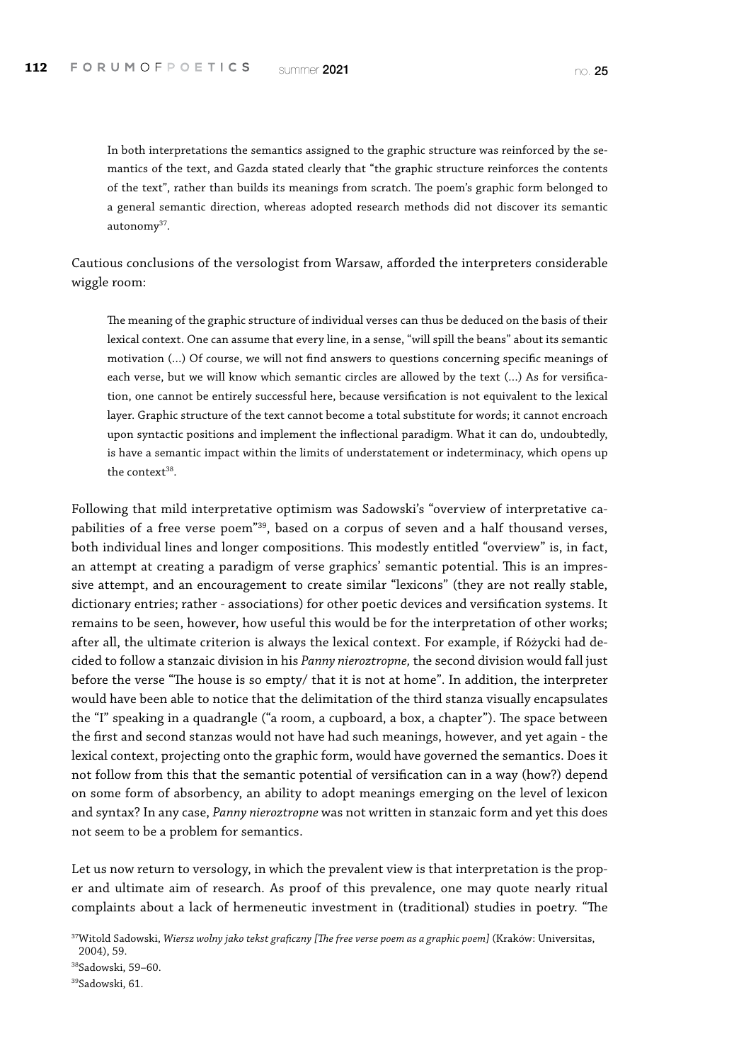In both interpretations the semantics assigned to the graphic structure was reinforced by the semantics of the text, and Gazda stated clearly that "the graphic structure reinforces the contents of the text", rather than builds its meanings from scratch. The poem's graphic form belonged to a general semantic direction, whereas adopted research methods did not discover its semantic autonomy[37].

Cautious conclusions of the versologist from Warsaw, afforded the interpreters considerable wiggle room:

> The meaning of the graphic structure of individual verses can thus be deduced on the basis of their lexical context. One can assume that every line, in a sense, "will spill the beans" about its semantic motivation (…) Of course, we will not find answers to questions concerning specific meanings of each verse, but we will know which semantic circles are allowed by the text (…) As for versification, one cannot be entirely successful here, because versification is not equivalent to the lexical layer. Graphic structure of the text cannot become a total substitute for words; it cannot encroach upon syntactic positions and implement the inflectional paradigm. What it can do, undoubtedly, is have a semantic impact within the limits of understatement or indeterminacy, which opens up the context[38].

Following that mild interpretative optimism was Sadowski's "overview of interpretative capabilities of a free verse poem"[39], based on a corpus of seven and a half thousand verses, both individual lines and longer compositions. This modestly entitled "overview" is, in fact, an attempt at creating a paradigm of verse graphics' semantic potential. This is an impressive attempt, and an encouragement to create similar "lexicons" (they are not really stable, dictionary entries; rather - associations) for other poetic devices and versification systems. It remains to be seen, however, how useful this would be for the interpretation of other works; after all, the ultimate criterion is always the lexical context. For example, if Różycki had decided to follow a stanzaic division in his *Panny nieroztropne,* the second division would fall just before the verse "The house is so empty/ that it is not at home". In addition, the interpreter would have been able to notice that the delimitation of the third stanza visually encapsulates the "I" speaking in a quadrangle ("a room, a cupboard, a box, a chapter"). The space between the first and second stanzas would not have had such meanings, however, and yet again - the lexical context, projecting onto the graphic form, would have governed the semantics. Does it not follow from this that the semantic potential of versification can in a way (how?) depend on some form of absorbency, an ability to adopt meanings emerging on the level of lexicon and syntax? In any case, *Panny nieroztropne* was not written in stanzaic form and yet this does not seem to be a problem for semantics.

Let us now return to versology, in which the prevalent view is that interpretation is the proper and ultimate aim of research. As proof of this prevalence, one may quote nearly ritual complaints about a lack of hermeneutic investment in (traditional) studies in poetry. "The

[37] Witold Sadowski, *Wiersz wolny jako tekst graficzny [The free verse poem as a graphic poem]* (Kraków: Universitas, 2004), 59.

[38] Sadowski, 59–60.

[39] Sadowski, 61.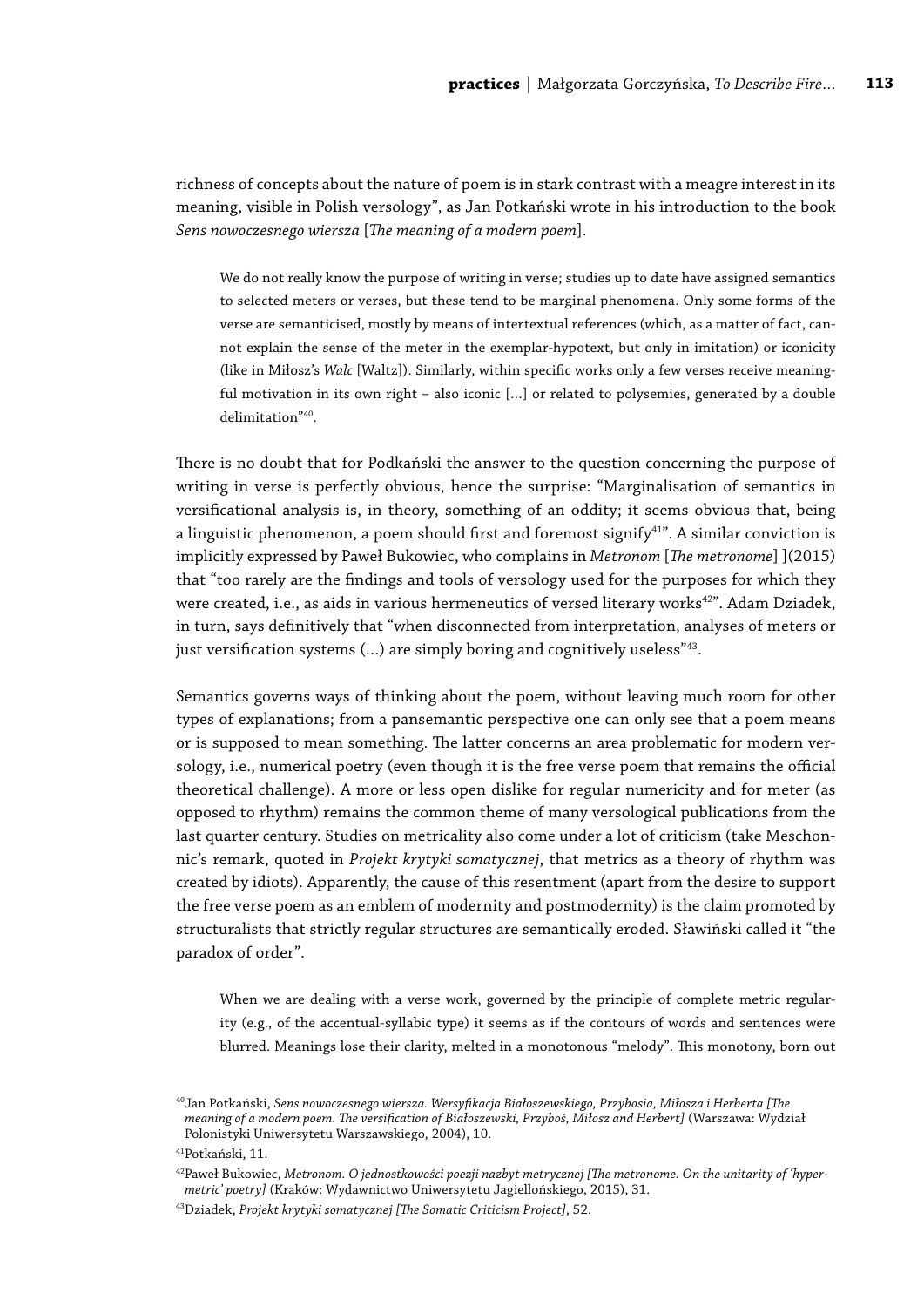richness of concepts about the nature of poem is in stark contrast with a meagre interest in its meaning, visible in Polish versology", as Jan Potkański wrote in his introduction to the book *Sens nowoczesnego wiersza* [*The meaning of a modern poem*].

> We do not really know the purpose of writing in verse; studies up to date have assigned semantics to selected meters or verses, but these tend to be marginal phenomena. Only some forms of the verse are semanticised, mostly by means of intertextual references (which, as a matter of fact, cannot explain the sense of the meter in the exemplar-hypotext, but only in imitation) or iconicity (like in Miłosz's *Walc* [Waltz]). Similarly, within specific works only a few verses receive meaningful motivation in its own right – also iconic [...] or related to polysemies, generated by a double delimitation"[40].

There is no doubt that for Podkański the answer to the question concerning the purpose of writing in verse is perfectly obvious, hence the surprise: "Marginalisation of semantics in versificational analysis is, in theory, something of an oddity; it seems obvious that, being a linguistic phenomenon, a poem should first and foremost signify[41]". A similar conviction is implicitly expressed by Paweł Bukowiec, who complains in *Metronom* [*The metronome*] ](2015) that "too rarely are the findings and tools of versology used for the purposes for which they were created, i.e., as aids in various hermeneutics of versed literary works[42]". Adam Dziadek, in turn, says definitively that "when disconnected from interpretation, analyses of meters or just versification systems (...) are simply boring and cognitively useless"[43].

Semantics governs ways of thinking about the poem, without leaving much room for other types of explanations; from a pansemantic perspective one can only see that a poem means or is supposed to mean something. The latter concerns an area problematic for modern versology, i.e., numerical poetry (even though it is the free verse poem that remains the official theoretical challenge). A more or less open dislike for regular numericity and for meter (as opposed to rhythm) remains the common theme of many versological publications from the last quarter century. Studies on metricality also come under a lot of criticism (take Meschonnic's remark, quoted in *Projekt krytyki somatycznej*, that metrics as a theory of rhythm was created by idiots). Apparently, the cause of this resentment (apart from the desire to support the free verse poem as an emblem of modernity and postmodernity) is the claim promoted by structuralists that strictly regular structures are semantically eroded. Sławiński called it "the paradox of order".

> When we are dealing with a verse work, governed by the principle of complete metric regularity (e.g., of the accentual-syllabic type) it seems as if the contours of words and sentences were blurred. Meanings lose their clarity, melted in a monotonous "melody". This monotony, born out

[40] Jan Potkański, *Sens nowoczesnego wiersza. Wersyfikacja Białoszewskiego, Przybosia, Miłosza i Herberta [The meaning of a modern poem. The versification of Białoszewski, Przyboś, Miłosz and Herbert]* (Warszawa: Wydział Polonistyki Uniwersytetu Warszawskiego, 2004), 10.

[41] Potkański, 11.

[42] Paweł Bukowiec, *Metronom. O jednostkowości poezji nazbyt metrycznej [The metronome. On the unitarity of 'hypermetric' poetry]* (Kraków: Wydawnictwo Uniwersytetu Jagiellońskiego, 2015), 31.

[43] Dziadek, *Projekt krytyki somatycznej [The Somatic Criticism Project]*, 52.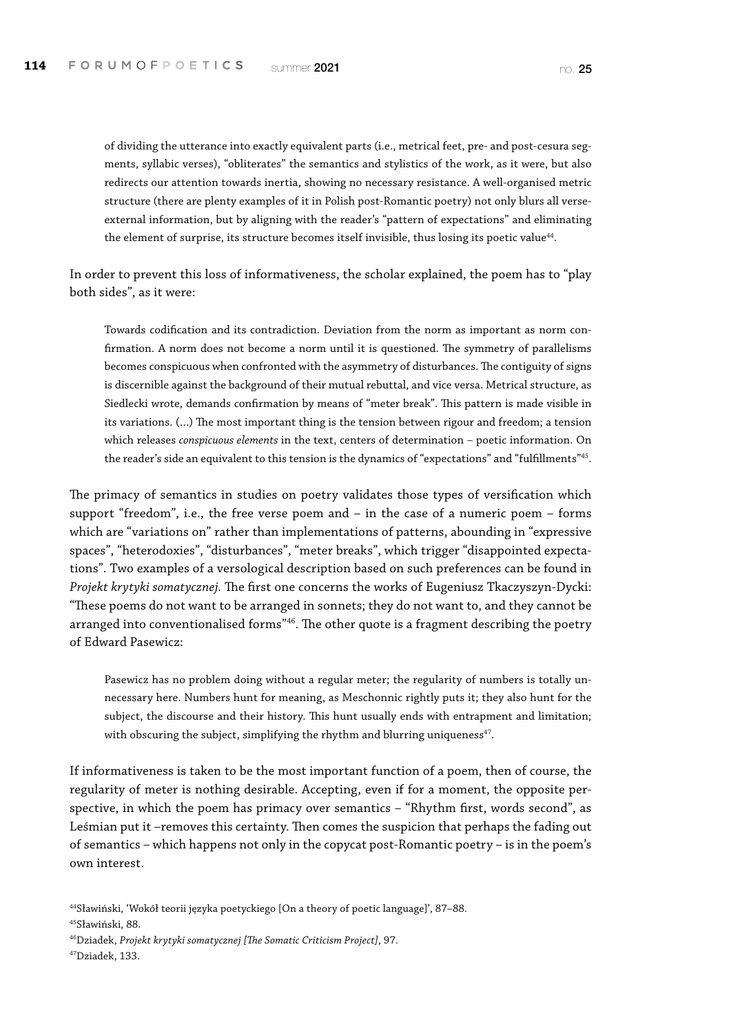> of dividing the utterance into exactly equivalent parts (i.e., metrical feet, pre- and post-cesura segments, syllabic verses), "obliterates" the semantics and stylistics of the work, as it were, but also redirects our attention towards inertia, showing no necessary resistance. A well-organised metric structure (there are plenty examples of it in Polish post-Romantic poetry) not only blurs all verse-external information, but by aligning with the reader's "pattern of expectations" and eliminating the element of surprise, its structure becomes itself invisible, thus losing its poetic value[44].

In order to prevent this loss of informativeness, the scholar explained, the poem has to "play both sides", as it were:

> Towards codification and its contradiction. Deviation from the norm as important as norm confirmation. A norm does not become a norm until it is questioned. The symmetry of parallelisms becomes conspicuous when confronted with the asymmetry of disturbances. The contiguity of signs is discernible against the background of their mutual rebuttal, and vice versa. Metrical structure, as Siedlecki wrote, demands confirmation by means of "meter break". This pattern is made visible in its variations. (…) The most important thing is the tension between rigour and freedom; a tension which releases *conspicuous elements* in the text, centers of determination – poetic information. On the reader's side an equivalent to this tension is the dynamics of "expectations" and "fulfillments"[45].

The primacy of semantics in studies on poetry validates those types of versification which support "freedom", i.e., the free verse poem and – in the case of a numeric poem – forms which are "variations on" rather than implementations of patterns, abounding in "expressive spaces", "heterodoxies", "disturbances", "meter breaks", which trigger "disappointed expectations". Two examples of a versological description based on such preferences can be found in *Projekt krytyki somatycznej*. The first one concerns the works of Eugeniusz Tkaczyszyn-Dycki: "These poems do not want to be arranged in sonnets; they do not want to, and they cannot be arranged into conventionalised forms"[46]. The other quote is a fragment describing the poetry of Edward Pasewicz:

> Pasewicz has no problem doing without a regular meter; the regularity of numbers is totally unnecessary here. Numbers hunt for meaning, as Meschonnic rightly puts it; they also hunt for the subject, the discourse and their history. This hunt usually ends with entrapment and limitation; with obscuring the subject, simplifying the rhythm and blurring uniqueness[47].

If informativeness is taken to be the most important function of a poem, then of course, the regularity of meter is nothing desirable. Accepting, even if for a moment, the opposite perspective, in which the poem has primacy over semantics – "Rhythm first, words second", as Leśmian put it –removes this certainty. Then comes the suspicion that perhaps the fading out of semantics – which happens not only in the copycat post-Romantic poetry – is in the poem's own interest.

[44] Sławiński, 'Wokół teorii języka poetyckiego [On a theory of poetic language]', 87–88.

[45] Sławiński, 88.

[46] Dziadek, *Projekt krytyki somatycznej [The Somatic Criticism Project]*, 97.

[47] Dziadek, 133.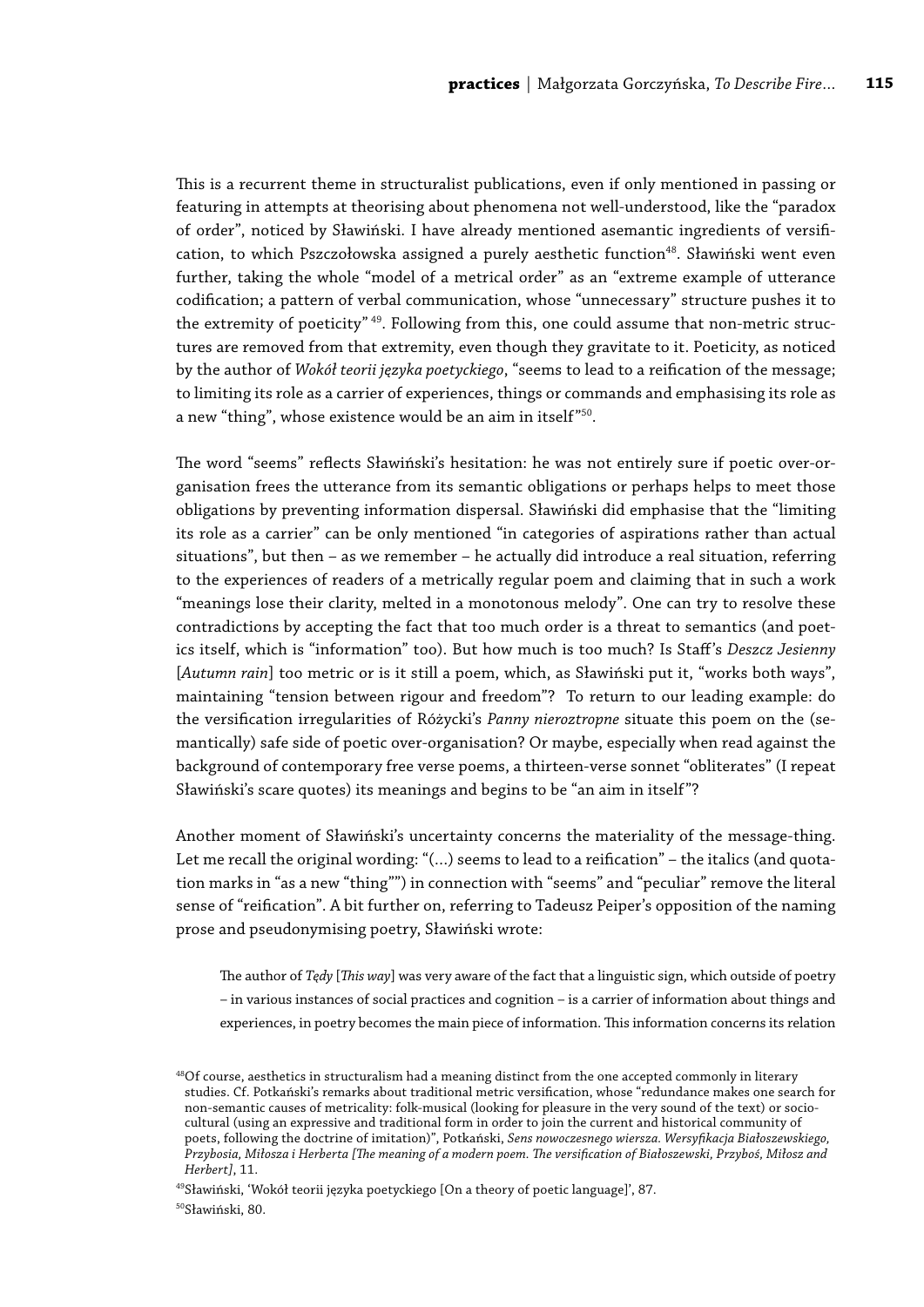This is a recurrent theme in structuralist publications, even if only mentioned in passing or featuring in attempts at theorising about phenomena not well-understood, like the "paradox of order", noticed by Sławiński. I have already mentioned asemantic ingredients of versification, to which Pszczołowska assigned a purely aesthetic function[48]. Sławiński went even further, taking the whole "model of a metrical order" as an "extreme example of utterance codification; a pattern of verbal communication, whose "unnecessary" structure pushes it to the extremity of poeticity" [49]. Following from this, one could assume that non-metric structures are removed from that extremity, even though they gravitate to it. Poeticity, as noticed by the author of *Wokół teorii języka poetyckiego*, "seems to lead to a reification of the message; to limiting its role as a carrier of experiences, things or commands and emphasising its role as a new "thing", whose existence would be an aim in itself"[50].

The word "seems" reflects Sławiński's hesitation: he was not entirely sure if poetic over-organisation frees the utterance from its semantic obligations or perhaps helps to meet those obligations by preventing information dispersal. Sławiński did emphasise that the "limiting its role as a carrier" can be only mentioned "in categories of aspirations rather than actual situations", but then – as we remember – he actually did introduce a real situation, referring to the experiences of readers of a metrically regular poem and claiming that in such a work "meanings lose their clarity, melted in a monotonous melody". One can try to resolve these contradictions by accepting the fact that too much order is a threat to semantics (and poetics itself, which is "information" too). But how much is too much? Is Staff's *Deszcz Jesienny* [*Autumn rain*] too metric or is it still a poem, which, as Sławiński put it, "works both ways", maintaining "tension between rigour and freedom"? To return to our leading example: do the versification irregularities of Różycki's *Panny nieroztropne* situate this poem on the (semantically) safe side of poetic over-organisation? Or maybe, especially when read against the background of contemporary free verse poems, a thirteen-verse sonnet "obliterates" (I repeat Sławiński's scare quotes) its meanings and begins to be "an aim in itself"?

Another moment of Sławiński's uncertainty concerns the materiality of the message-thing. Let me recall the original wording: "(…) seems to lead to a reification" – the italics (and quotation marks in "as a new "thing"") in connection with "seems" and "peculiar" remove the literal sense of "reification". A bit further on, referring to Tadeusz Peiper's opposition of the naming prose and pseudonymising poetry, Sławiński wrote:

> The author of *Tędy* [*This way*] was very aware of the fact that a linguistic sign, which outside of poetry – in various instances of social practices and cognition – is a carrier of information about things and experiences, in poetry becomes the main piece of information. This information concerns its relation

[48] Of course, aesthetics in structuralism had a meaning distinct from the one accepted commonly in literary studies. Cf. Potkański's remarks about traditional metric versification, whose "redundance makes one search for non-semantic causes of metricality: folk-musical (looking for pleasure in the very sound of the text) or socio-cultural (using an expressive and traditional form in order to join the current and historical community of poets, following the doctrine of imitation)", Potkański, *Sens nowoczesnego wiersza. Wersyfikacja Białoszewskiego, Przybosia, Miłosza i Herberta [The meaning of a modern poem. The versification of Białoszewski, Przyboś, Miłosz and Herbert]*, 11.

[49] Sławiński, 'Wokół teorii języka poetyckiego [On a theory of poetic language]', 87.

[50] Sławiński, 80.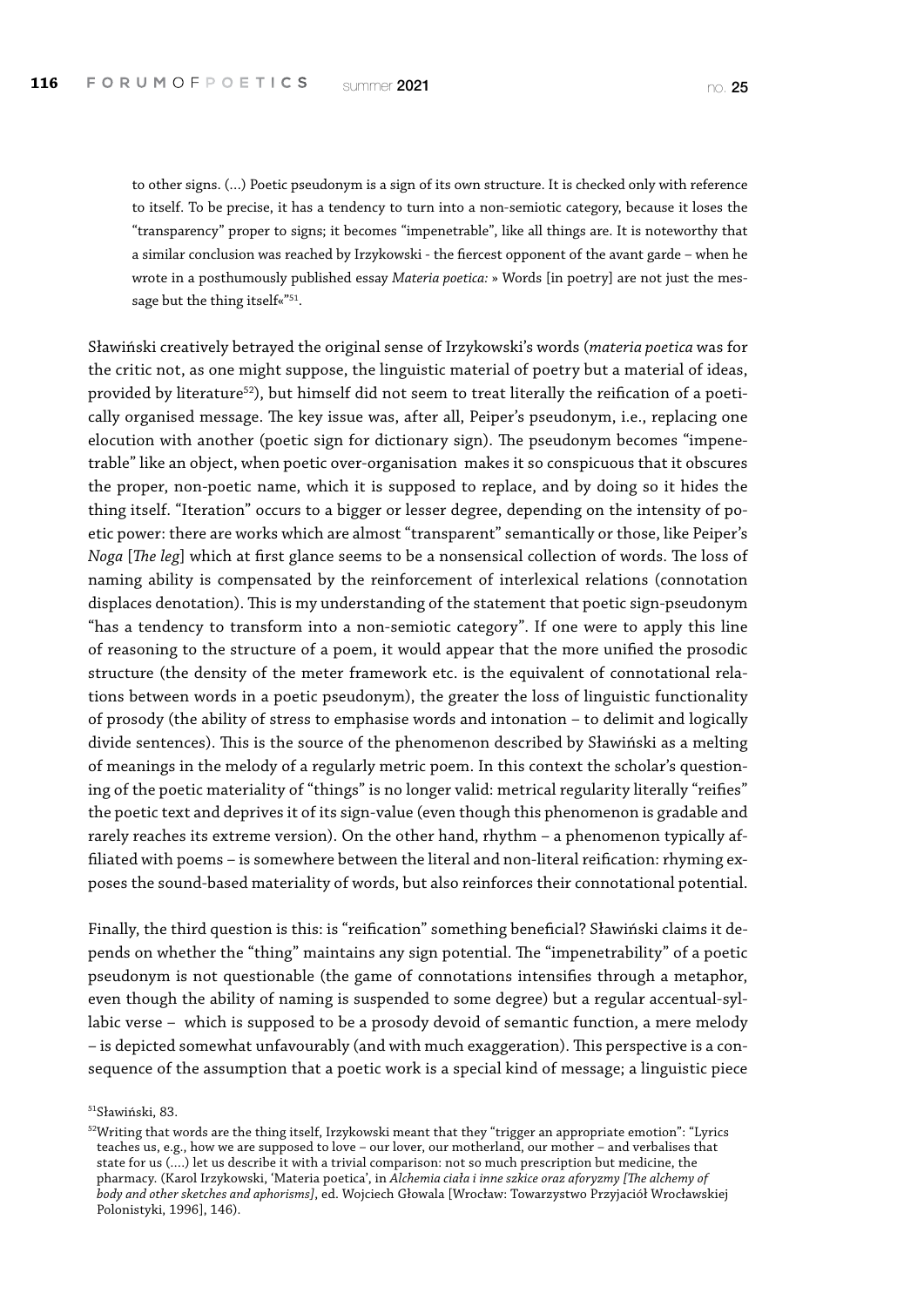to other signs. (...) Poetic pseudonym is a sign of its own structure. It is checked only with reference to itself. To be precise, it has a tendency to turn into a non-semiotic category, because it loses the "transparency" proper to signs; it becomes "impenetrable", like all things are. It is noteworthy that a similar conclusion was reached by Irzykowski - the fiercest opponent of the avant garde – when he wrote in a posthumously published essay *Materia poetica:* » Words [in poetry] are not just the message but the thing itself«"[51].

Sławiński creatively betrayed the original sense of Irzykowski's words (*materia poetica* was for the critic not, as one might suppose, the linguistic material of poetry but a material of ideas, provided by literature[52]), but himself did not seem to treat literally the reification of a poetically organised message. The key issue was, after all, Peiper's pseudonym, i.e., replacing one elocution with another (poetic sign for dictionary sign). The pseudonym becomes "impenetrable" like an object, when poetic over-organisation makes it so conspicuous that it obscures the proper, non-poetic name, which it is supposed to replace, and by doing so it hides the thing itself. "Iteration" occurs to a bigger or lesser degree, depending on the intensity of poetic power: there are works which are almost "transparent" semantically or those, like Peiper's *Noga* [*The leg*] which at first glance seems to be a nonsensical collection of words. The loss of naming ability is compensated by the reinforcement of interlexical relations (connotation displaces denotation). This is my understanding of the statement that poetic sign-pseudonym "has a tendency to transform into a non-semiotic category". If one were to apply this line of reasoning to the structure of a poem, it would appear that the more unified the prosodic structure (the density of the meter framework etc. is the equivalent of connotational relations between words in a poetic pseudonym), the greater the loss of linguistic functionality of prosody (the ability of stress to emphasise words and intonation – to delimit and logically divide sentences). This is the source of the phenomenon described by Sławiński as a melting of meanings in the melody of a regularly metric poem. In this context the scholar's questioning of the poetic materiality of "things" is no longer valid: metrical regularity literally "reifies" the poetic text and deprives it of its sign-value (even though this phenomenon is gradable and rarely reaches its extreme version). On the other hand, rhythm – a phenomenon typically affiliated with poems – is somewhere between the literal and non-literal reification: rhyming exposes the sound-based materiality of words, but also reinforces their connotational potential.

Finally, the third question is this: is "reification" something beneficial? Sławiński claims it depends on whether the "thing" maintains any sign potential. The "impenetrability" of a poetic pseudonym is not questionable (the game of connotations intensifies through a metaphor, even though the ability of naming is suspended to some degree) but a regular accentual-syllabic verse – which is supposed to be a prosody devoid of semantic function, a mere melody – is depicted somewhat unfavourably (and with much exaggeration). This perspective is a consequence of the assumption that a poetic work is a special kind of message; a linguistic piece

[51] Sławiński, 83.

[52] Writing that words are the thing itself, Irzykowski meant that they "trigger an appropriate emotion": "Lyrics teaches us, e.g., how we are supposed to love – our lover, our motherland, our mother – and verbalises that state for us (....) let us describe it with a trivial comparison: not so much prescription but medicine, the pharmacy. (Karol Irzykowski, 'Materia poetica', in *Alchemia ciała i inne szkice oraz aforyzmy [The alchemy of body and other sketches and aphorisms]*, ed. Wojciech Głowala [Wrocław: Towarzystwo Przyjaciół Wrocławskiej Polonistyki, 1996], 146).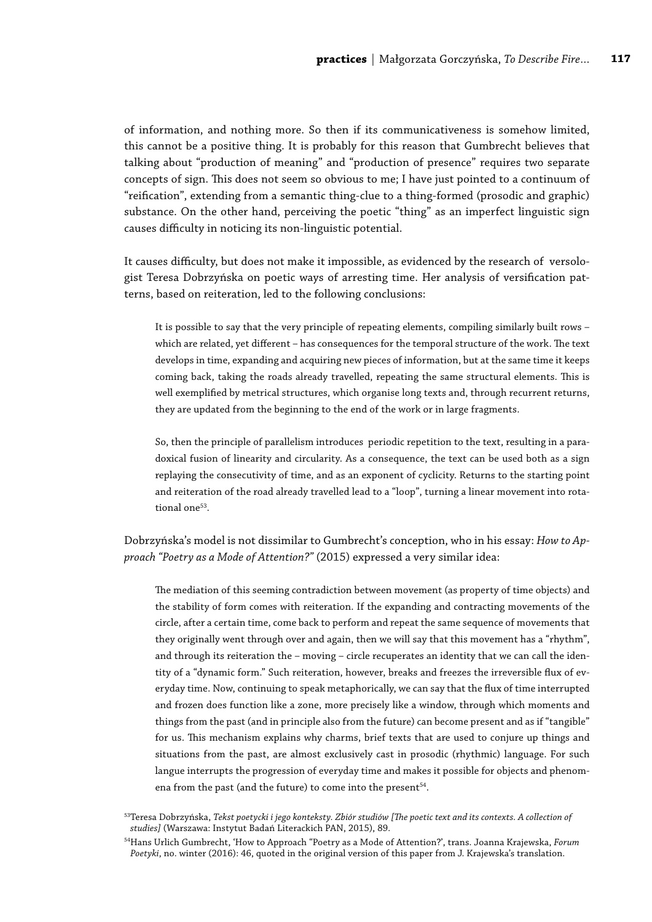of information, and nothing more. So then if its communicativeness is somehow limited, this cannot be a positive thing. It is probably for this reason that Gumbrecht believes that talking about "production of meaning" and "production of presence" requires two separate concepts of sign. This does not seem so obvious to me; I have just pointed to a continuum of "reification", extending from a semantic thing-clue to a thing-formed (prosodic and graphic) substance. On the other hand, perceiving the poetic "thing" as an imperfect linguistic sign causes difficulty in noticing its non-linguistic potential.

It causes difficulty, but does not make it impossible, as evidenced by the research of versologist Teresa Dobrzyńska on poetic ways of arresting time. Her analysis of versification patterns, based on reiteration, led to the following conclusions:

> It is possible to say that the very principle of repeating elements, compiling similarly built rows – which are related, yet different – has consequences for the temporal structure of the work. The text develops in time, expanding and acquiring new pieces of information, but at the same time it keeps coming back, taking the roads already travelled, repeating the same structural elements. This is well exemplified by metrical structures, which organise long texts and, through recurrent returns, they are updated from the beginning to the end of the work or in large fragments.
>
> So, then the principle of parallelism introduces periodic repetition to the text, resulting in a paradoxical fusion of linearity and circularity. As a consequence, the text can be used both as a sign replaying the consecutivity of time, and as an exponent of cyclicity. Returns to the starting point and reiteration of the road already travelled lead to a "loop", turning a linear movement into rotational one[53].

Dobrzyńska's model is not dissimilar to Gumbrecht's conception, who in his essay: *How to Approach "Poetry as a Mode of Attention?"* (2015) expressed a very similar idea:

> The mediation of this seeming contradiction between movement (as property of time objects) and the stability of form comes with reiteration. If the expanding and contracting movements of the circle, after a certain time, come back to perform and repeat the same sequence of movements that they originally went through over and again, then we will say that this movement has a "rhythm", and through its reiteration the – moving – circle recuperates an identity that we can call the identity of a "dynamic form." Such reiteration, however, breaks and freezes the irreversible flux of everyday time. Now, continuing to speak metaphorically, we can say that the flux of time interrupted and frozen does function like a zone, more precisely like a window, through which moments and things from the past (and in principle also from the future) can become present and as if "tangible" for us. This mechanism explains why charms, brief texts that are used to conjure up things and situations from the past, are almost exclusively cast in prosodic (rhythmic) language. For such langue interrupts the progression of everyday time and makes it possible for objects and phenomena from the past (and the future) to come into the present[54].

[53] Teresa Dobrzyńska, *Tekst poetycki i jego konteksty. Zbiór studiów [The poetic text and its contexts. A collection of studies]* (Warszawa: Instytut Badań Literackich PAN, 2015), 89.

[54] Hans Urlich Gumbrecht, 'How to Approach "Poetry as a Mode of Attention?', trans. Joanna Krajewska, *Forum Poetyki*, no. winter (2016): 46, quoted in the original version of this paper from J. Krajewska's translation.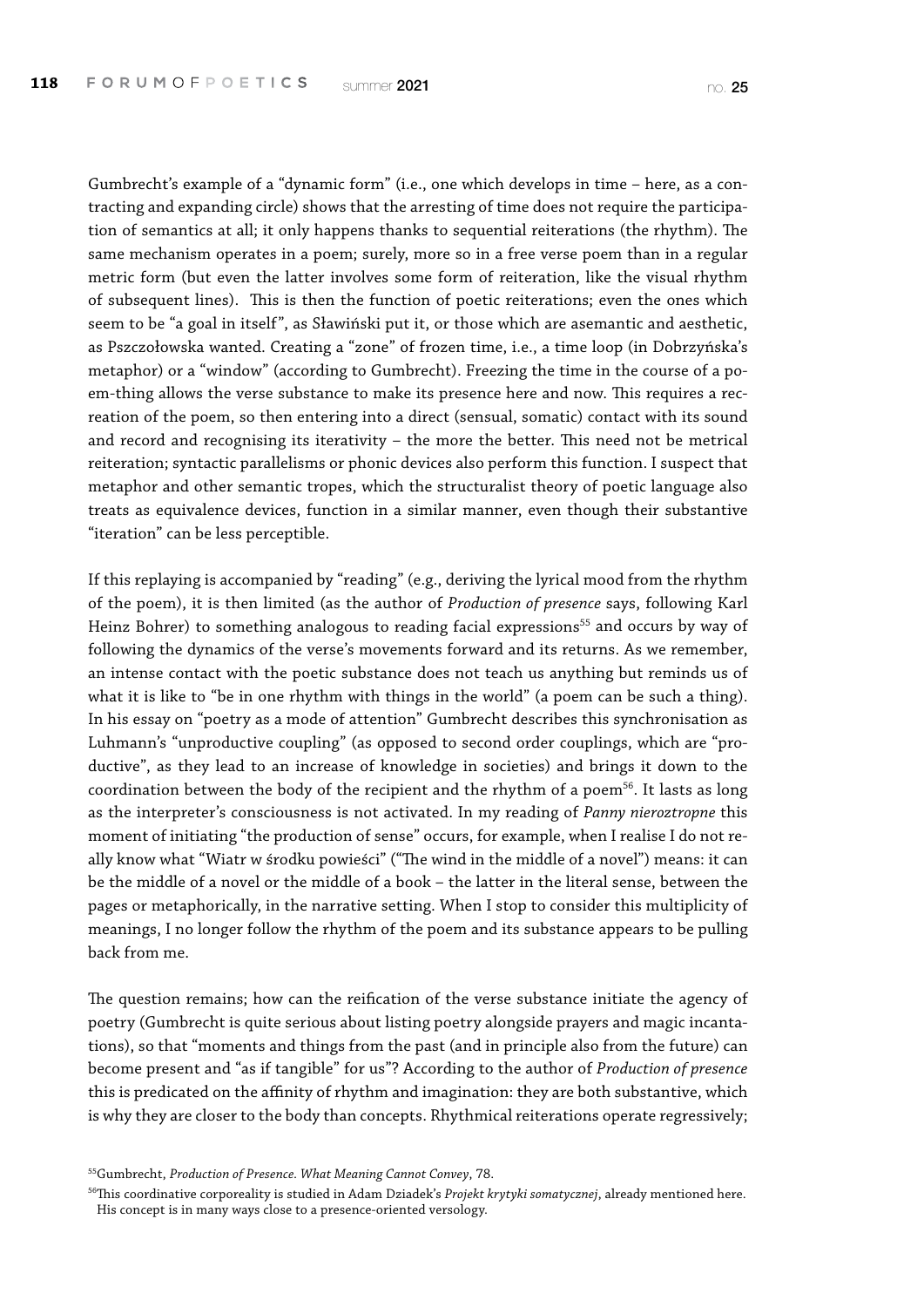Gumbrecht's example of a "dynamic form" (i.e., one which develops in time – here, as a contracting and expanding circle) shows that the arresting of time does not require the participation of semantics at all; it only happens thanks to sequential reiterations (the rhythm). The same mechanism operates in a poem; surely, more so in a free verse poem than in a regular metric form (but even the latter involves some form of reiteration, like the visual rhythm of subsequent lines). This is then the function of poetic reiterations; even the ones which seem to be "a goal in itself", as Sławiński put it, or those which are asemantic and aesthetic, as Pszczołowska wanted. Creating a "zone" of frozen time, i.e., a time loop (in Dobrzyńska's metaphor) or a "window" (according to Gumbrecht). Freezing the time in the course of a poem-thing allows the verse substance to make its presence here and now. This requires a recreation of the poem, so then entering into a direct (sensual, somatic) contact with its sound and record and recognising its iterativity – the more the better. This need not be metrical reiteration; syntactic parallelisms or phonic devices also perform this function. I suspect that metaphor and other semantic tropes, which the structuralist theory of poetic language also treats as equivalence devices, function in a similar manner, even though their substantive "iteration" can be less perceptible.

If this replaying is accompanied by "reading" (e.g., deriving the lyrical mood from the rhythm of the poem), it is then limited (as the author of *Production of presence* says, following Karl Heinz Bohrer) to something analogous to reading facial expressions[55] and occurs by way of following the dynamics of the verse's movements forward and its returns. As we remember, an intense contact with the poetic substance does not teach us anything but reminds us of what it is like to "be in one rhythm with things in the world" (a poem can be such a thing). In his essay on "poetry as a mode of attention" Gumbrecht describes this synchronisation as Luhmann's "unproductive coupling" (as opposed to second order couplings, which are "productive", as they lead to an increase of knowledge in societies) and brings it down to the coordination between the body of the recipient and the rhythm of a poem[56]. It lasts as long as the interpreter's consciousness is not activated. In my reading of *Panny nieroztropne* this moment of initiating "the production of sense" occurs, for example, when I realise I do not really know what "Wiatr w środku powieści" ("The wind in the middle of a novel") means: it can be the middle of a novel or the middle of a book – the latter in the literal sense, between the pages or metaphorically, in the narrative setting. When I stop to consider this multiplicity of meanings, I no longer follow the rhythm of the poem and its substance appears to be pulling back from me.

The question remains; how can the reification of the verse substance initiate the agency of poetry (Gumbrecht is quite serious about listing poetry alongside prayers and magic incantations), so that "moments and things from the past (and in principle also from the future) can become present and "as if tangible" for us"? According to the author of *Production of presence* this is predicated on the affinity of rhythm and imagination: they are both substantive, which is why they are closer to the body than concepts. Rhythmical reiterations operate regressively;

[55] Gumbrecht, *Production of Presence. What Meaning Cannot Convey*, 78.

[56] This coordinative corporeality is studied in Adam Dziadek's *Projekt krytyki somatycznej*, already mentioned here. His concept is in many ways close to a presence-oriented versology.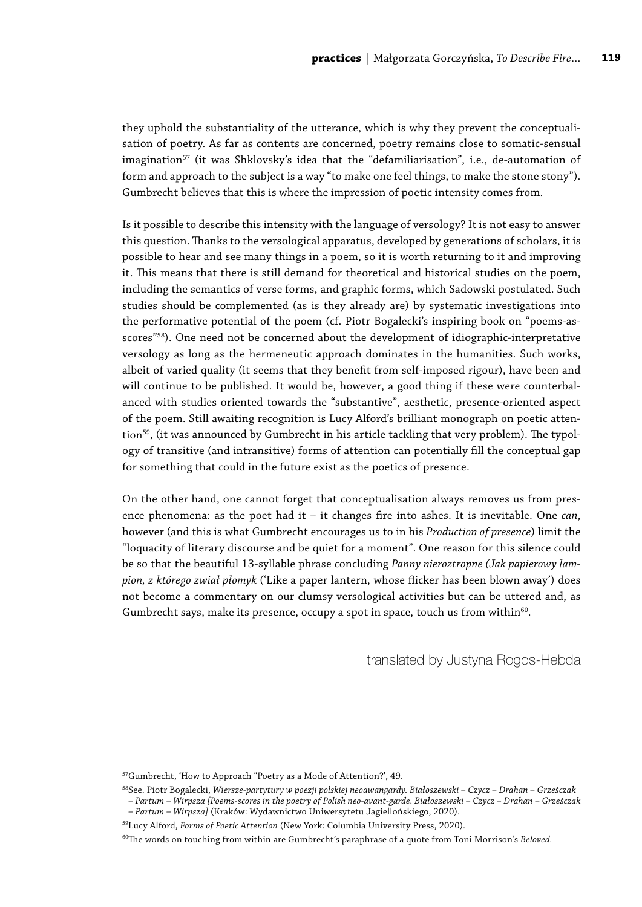they uphold the substantiality of the utterance, which is why they prevent the conceptualisation of poetry. As far as contents are concerned, poetry remains close to somatic-sensual imagination[57] (it was Shklovsky's idea that the "defamiliarisation", i.e., de-automation of form and approach to the subject is a way "to make one feel things, to make the stone stony"). Gumbrecht believes that this is where the impression of poetic intensity comes from.

Is it possible to describe this intensity with the language of versology? It is not easy to answer this question. Thanks to the versological apparatus, developed by generations of scholars, it is possible to hear and see many things in a poem, so it is worth returning to it and improving it. This means that there is still demand for theoretical and historical studies on the poem, including the semantics of verse forms, and graphic forms, which Sadowski postulated. Such studies should be complemented (as is they already are) by systematic investigations into the performative potential of the poem (cf. Piotr Bogalecki's inspiring book on "poems-as-scores"[58]). One need not be concerned about the development of idiographic-interpretative versology as long as the hermeneutic approach dominates in the humanities. Such works, albeit of varied quality (it seems that they benefit from self-imposed rigour), have been and will continue to be published. It would be, however, a good thing if these were counterbalanced with studies oriented towards the "substantive", aesthetic, presence-oriented aspect of the poem. Still awaiting recognition is Lucy Alford's brilliant monograph on poetic attention[59], (it was announced by Gumbrecht in his article tackling that very problem). The typology of transitive (and intransitive) forms of attention can potentially fill the conceptual gap for something that could in the future exist as the poetics of presence.

On the other hand, one cannot forget that conceptualisation always removes us from presence phenomena: as the poet had it – it changes fire into ashes. It is inevitable. One *can*, however (and this is what Gumbrecht encourages us to in his *Production of presence*) limit the "loquacity of literary discourse and be quiet for a moment". One reason for this silence could be so that the beautiful 13-syllable phrase concluding *Panny nieroztropne (Jak papierowy lampion, z którego zwiał płomyk* ('Like a paper lantern, whose flicker has been blown away') does not become a commentary on our clumsy versological activities but can be uttered and, as Gumbrecht says, make its presence, occupy a spot in space, touch us from within[60].

translated by Justyna Rogos-Hebda

[57] Gumbrecht, 'How to Approach "Poetry as a Mode of Attention?', 49.

[58] See. Piotr Bogalecki, *Wiersze-partytury w poezji polskiej neoawangardy. Białoszewski – Czycz – Drahan – Grześczak – Partum – Wirpsza [Poems-scores in the poetry of Polish neo-avant-garde. Białoszewski – Czycz – Drahan – Grześczak – Partum – Wirpsza]* (Kraków: Wydawnictwo Uniwersytetu Jagiellońskiego, 2020).

[59] Lucy Alford, *Forms of Poetic Attention* (New York: Columbia University Press, 2020).

[60] The words on touching from within are Gumbrecht's paraphrase of a quote from Toni Morrison's *Beloved.*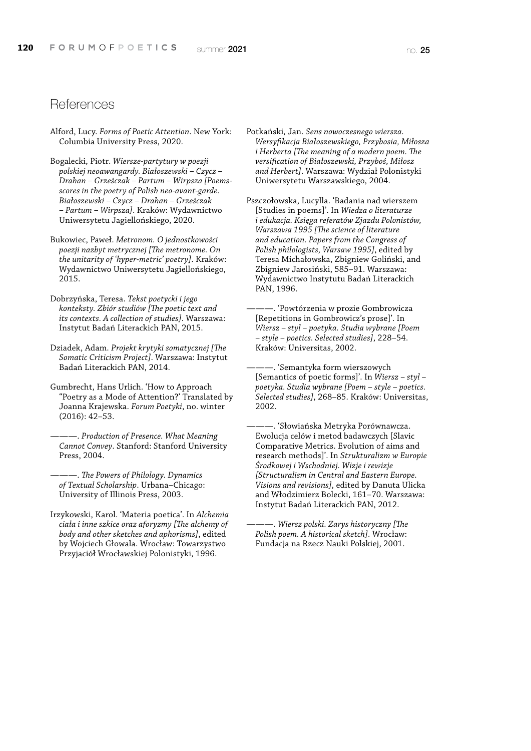## References

Alford, Lucy. *Forms of Poetic Attention*. New York: Columbia University Press, 2020.

Bogalecki, Piotr. *Wiersze-partytury w poezji polskiej neoawangardy. Białoszewski – Czycz – Drahan – Grześczak – Partum – Wirpsza [Poems-scores in the poetry of Polish neo-avant-garde. Białoszewski – Czycz – Drahan – Grześczak – Partum – Wirpsza]*. Kraków: Wydawnictwo Uniwersytetu Jagiellońskiego, 2020.

Bukowiec, Paweł. *Metronom. O jednostkowości poezji nazbyt metrycznej [The metronome. On the unitarity of 'hyper-metric' poetry]*. Kraków: Wydawnictwo Uniwersytetu Jagiellońskiego, 2015.

Dobrzyńska, Teresa. *Tekst poetycki i jego konteksty. Zbiór studiów [The poetic text and its contexts. A collection of studies]*. Warszawa: Instytut Badań Literackich PAN, 2015.

Dziadek, Adam. *Projekt krytyki somatycznej [The Somatic Criticism Project]*. Warszawa: Instytut Badań Literackich PAN, 2014.

Gumbrecht, Hans Urlich. 'How to Approach "Poetry as a Mode of Attention?' Translated by Joanna Krajewska. *Forum Poetyki*, no. winter (2016): 42–53.

———. *Production of Presence. What Meaning Cannot Convey*. Stanford: Stanford University Press, 2004.

———. *The Powers of Philology. Dynamics of Textual Scholarship*. Urbana–Chicago: University of Illinois Press, 2003.

Irzykowski, Karol. 'Materia poetica'. In *Alchemia ciała i inne szkice oraz aforyzmy [The alchemy of body and other sketches and aphorisms]*, edited by Wojciech Głowala. Wrocław: Towarzystwo Przyjaciół Wrocławskiej Polonistyki, 1996.

Potkański, Jan. *Sens nowoczesnego wiersza. Wersyfikacja Białoszewskiego, Przybosia, Miłosza i Herberta [The meaning of a modern poem. The versification of Białoszewski, Przyboś, Miłosz and Herbert]*. Warszawa: Wydział Polonistyki Uniwersytetu Warszawskiego, 2004.

Pszczołowska, Lucylla. 'Badania nad wierszem [Studies in poems]'. In *Wiedza o literaturze i edukacja. Księga referatów Zjazdu Polonistów, Warszawa 1995 [The science of literature and education. Papers from the Congress of Polish philologists, Warsaw 1995]*, edited by Teresa Michałowska, Zbigniew Goliński, and Zbigniew Jarosiński, 585–91. Warszawa: Wydawnictwo Instytutu Badań Literackich PAN, 1996.

———. 'Powtórzenia w prozie Gombrowicza [Repetitions in Gombrowicz's prose]'. In *Wiersz – styl – poetyka. Studia wybrane [Poem – style – poetics. Selected studies]*, 228–54. Kraków: Universitas, 2002.

———. 'Semantyka form wierszowych [Semantics of poetic forms]'. In *Wiersz – styl – poetyka. Studia wybrane [Poem – style – poetics. Selected studies]*, 268–85. Kraków: Universitas, 2002.

———. 'Słowiańska Metryka Porównawcza. Ewolucja celów i metod badawczych [Slavic Comparative Metrics. Evolution of aims and research methods]'. In *Strukturalizm w Europie Środkowej i Wschodniej. Wizje i rewizje [Structuralism in Central and Eastern Europe. Visions and revisions]*, edited by Danuta Ulicka and Włodzimierz Bolecki, 161–70. Warszawa: Instytut Badań Literackich PAN, 2012.

———. *Wiersz polski. Zarys historyczny [The Polish poem. A historical sketch]*. Wrocław: Fundacja na Rzecz Nauki Polskiej, 2001.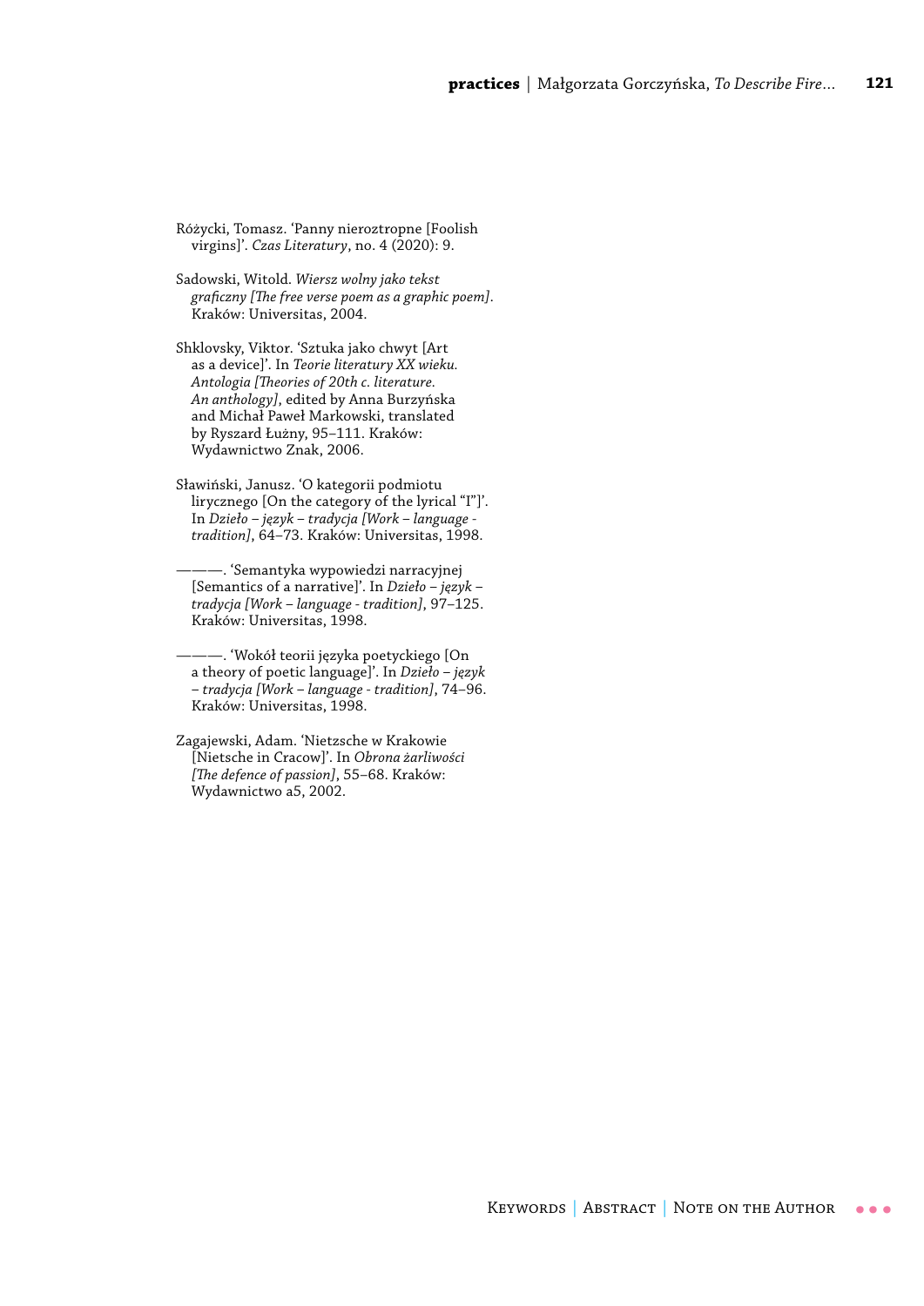Różycki, Tomasz. 'Panny nieroztropne [Foolish virgins]'. *Czas Literatury*, no. 4 (2020): 9.

Sadowski, Witold. *Wiersz wolny jako tekst graficzny [The free verse poem as a graphic poem]*. Kraków: Universitas, 2004.

Shklovsky, Viktor. 'Sztuka jako chwyt [Art as a device]'. In *Teorie literatury XX wieku. Antologia [Theories of 20th c. literature. An anthology]*, edited by Anna Burzyńska and Michał Paweł Markowski, translated by Ryszard Łużny, 95–111. Kraków: Wydawnictwo Znak, 2006.

Sławiński, Janusz. 'O kategorii podmiotu lirycznego [On the category of the lyrical "I"]'. In *Dzieło – język – tradycja [Work – language - tradition]*, 64–73. Kraków: Universitas, 1998.

———. 'Semantyka wypowiedzi narracyjnej [Semantics of a narrative]'. In *Dzieło – język – tradycja [Work – language - tradition]*, 97–125. Kraków: Universitas, 1998.

———. 'Wokół teorii języka poetyckiego [On a theory of poetic language]'. In *Dzieło – język – tradycja [Work – language - tradition]*, 74–96. Kraków: Universitas, 1998.

Zagajewski, Adam. 'Nietzsche w Krakowie [Nietsche in Cracow]'. In *Obrona żarliwości [The defence of passion]*, 55–68. Kraków: Wydawnictwo a5, 2002.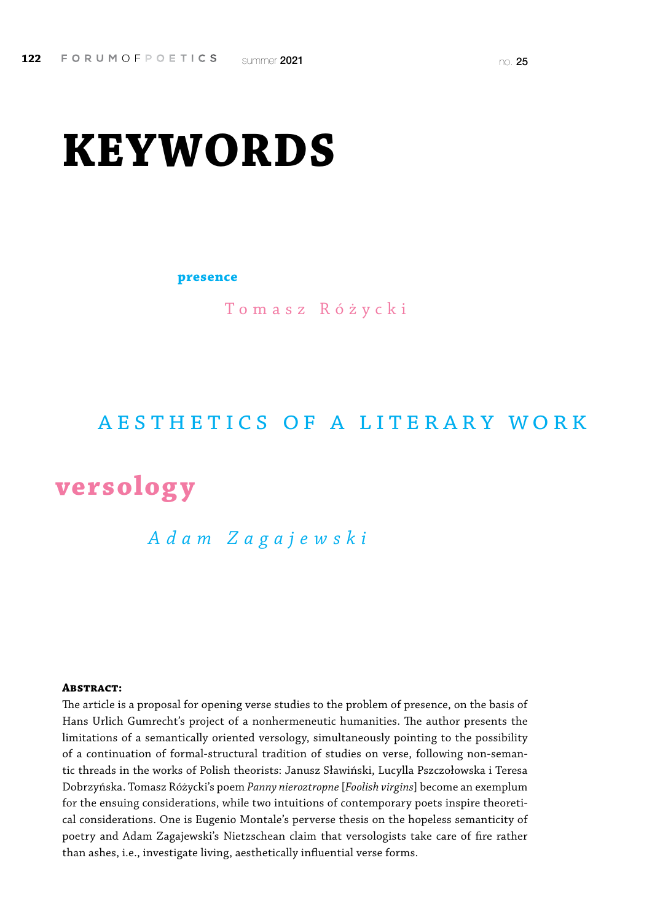# KEYWORDS

**presence**

Tomasz Różycki

AESTHETICS OF A LITERARY WORK

**versology**

*Adam Zagajewski*

**Abstract:**

The article is a proposal for opening verse studies to the problem of presence, on the basis of Hans Urlich Gumrecht's project of a nonhermeneutic humanities. The author presents the limitations of a semantically oriented versology, simultaneously pointing to the possibility of a continuation of formal-structural tradition of studies on verse, following non-semantic threads in the works of Polish theorists: Janusz Sławiński, Lucylla Pszczołowska i Teresa Dobrzyńska. Tomasz Różycki's poem *Panny nieroztropne* [*Foolish virgins*] become an exemplum for the ensuing considerations, while two intuitions of contemporary poets inspire theoretical considerations. One is Eugenio Montale's perverse thesis on the hopeless semanticity of poetry and Adam Zagajewski's Nietzschean claim that versologists take care of fire rather than ashes, i.e., investigate living, aesthetically influential verse forms.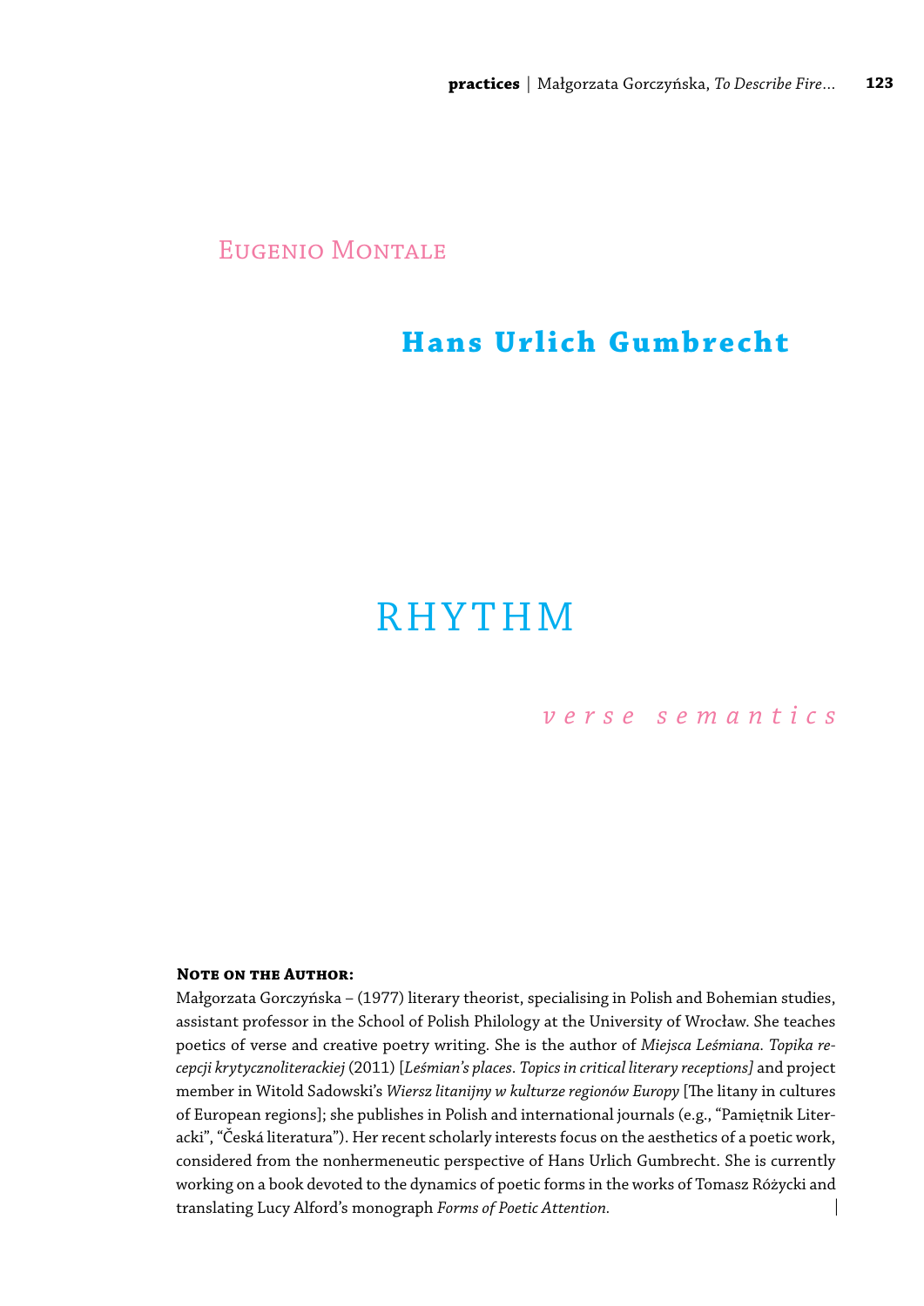Eugenio Montale

Hans Urlich Gumbrecht

RHYTHM

*verse semantics*

**Note on the Author:**

Małgorzata Gorczyńska – (1977) literary theorist, specialising in Polish and Bohemian studies, assistant professor in the School of Polish Philology at the University of Wrocław. She teaches poetics of verse and creative poetry writing. She is the author of *Miejsca Leśmiana. Topika recepcji krytycznoliterackiej* (2011) [*Leśmian's places. Topics in critical literary receptions]* and project member in Witold Sadowski's *Wiersz litanijny w kulturze regionów Europy* [The litany in cultures of European regions]; she publishes in Polish and international journals (e.g., "Pamiętnik Literacki", "Česká literatura"). Her recent scholarly interests focus on the aesthetics of a poetic work, considered from the nonhermeneutic perspective of Hans Urlich Gumbrecht. She is currently working on a book devoted to the dynamics of poetic forms in the works of Tomasz Różycki and translating Lucy Alford's monograph *Forms of Poetic Attention.*